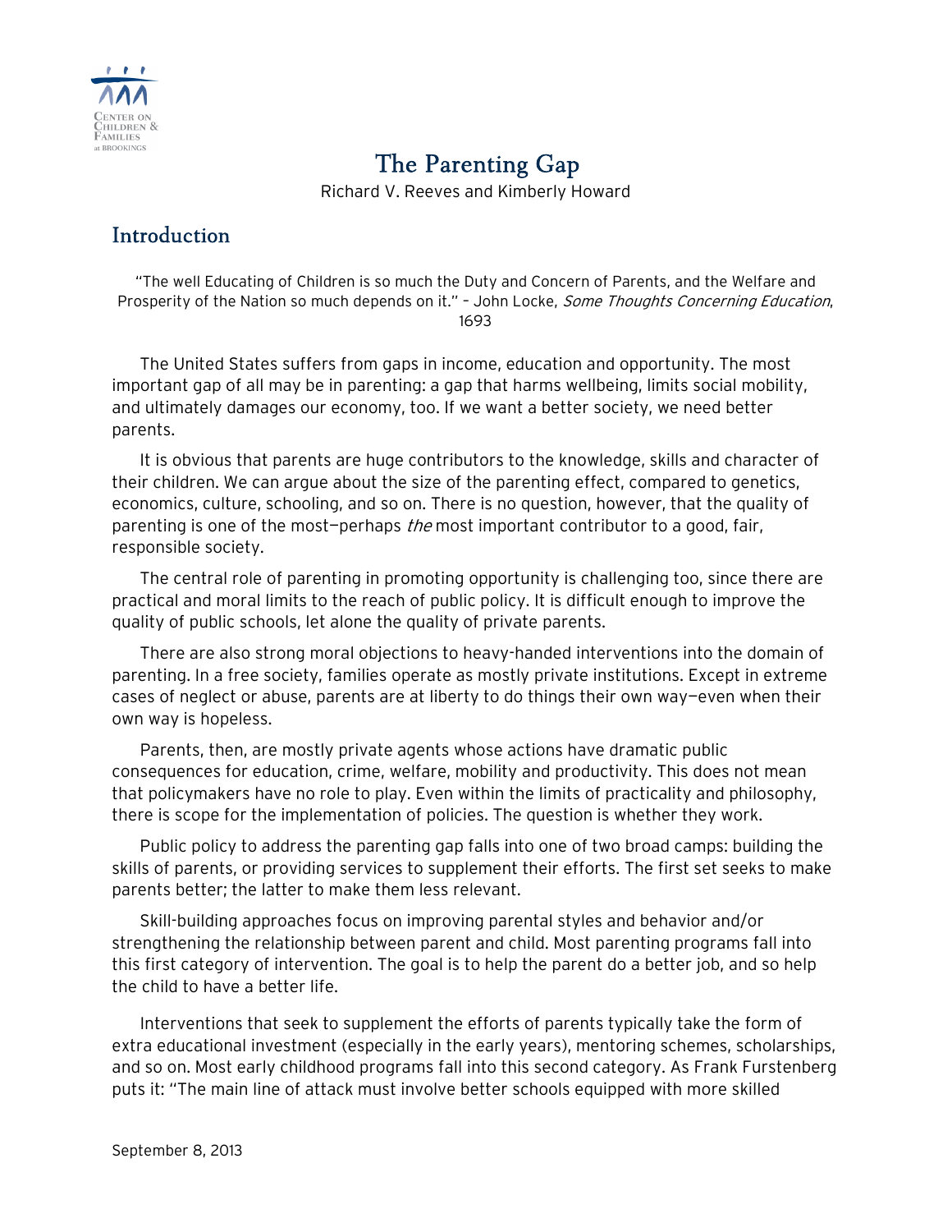# The Parenting Gap

Richard V. Reeves and Kimberly Howard

## Introduction

"The well Educating of Children is so much the Duty and Concern of Parents, and the Welfare and Prosperity of the Nation so much depends on it." – John Locke, *Some Thoughts Concerning Education*, 1693

The United States suffers from gaps in income, education and opportunity. The most important gap of all may be in parenting: a gap that harms wellbeing, limits social mobility, and ultimately damages our economy, too. If we want a better society, we need better parents.

It is obvious that parents are huge contributors to the knowledge, skills and character of their children. We can argue about the size of the parenting effect, compared to genetics, economics, culture, schooling, and so on. There is no question, however, that the quality of parenting is one of the most—perhaps *the* most important contributor to a good, fair, responsible society.

The central role of parenting in promoting opportunity is challenging too, since there are practical and moral limits to the reach of public policy. It is difficult enough to improve the quality of public schools, let alone the quality of private parents.

There are also strong moral objections to heavy-handed interventions into the domain of parenting. In a free society, families operate as mostly private institutions. Except in extreme cases of neglect or abuse, parents are at liberty to do things their own way—even when their own way is hopeless.

Parents, then, are mostly private agents whose actions have dramatic public consequences for education, crime, welfare, mobility and productivity. This does not mean that policymakers have no role to play. Even within the limits of practicality and philosophy, there is scope for the implementation of policies. The question is whether they work.

Public policy to address the parenting gap falls into one of two broad camps: building the skills of parents, or providing services to supplement their efforts. The first set seeks to make parents better; the latter to make them less relevant.

Skill-building approaches focus on improving parental styles and behavior and/or strengthening the relationship between parent and child. Most parenting programs fall into this first category of intervention. The goal is to help the parent do a better job, and so help the child to have a better life.

Interventions that seek to supplement the efforts of parents typically take the form of extra educational investment (especially in the early years), mentoring schemes, scholarships, and so on. Most early childhood programs fall into this second category. As Frank Furstenberg puts it: "The main line of attack must involve better schools equipped with more skilled

September 8, 2013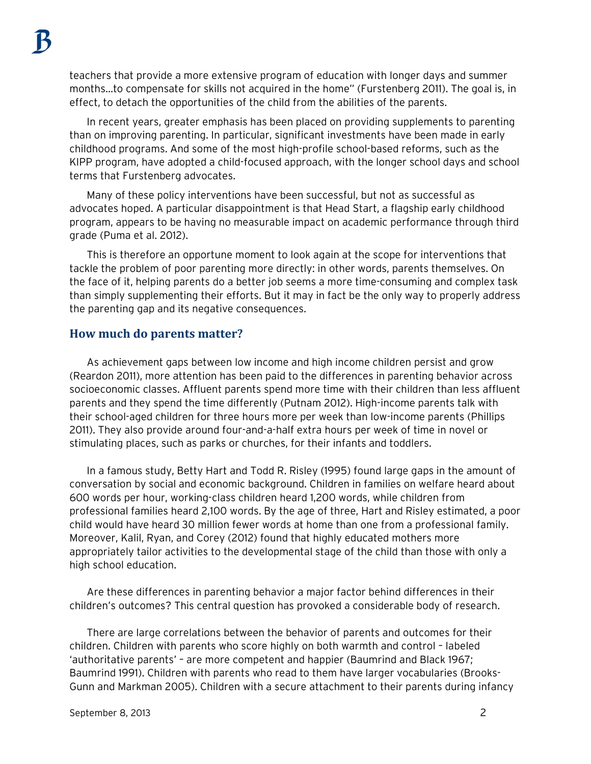teachers that provide a more extensive program of education with longer days and summer months…to compensate for skills not acquired in the home" (Furstenberg 2011). The goal is, in effect, to detach the opportunities of the child from the abilities of the parents.

In recent years, greater emphasis has been placed on providing supplements to parenting than on improving parenting. In particular, significant investments have been made in early childhood programs. And some of the most high-profile school-based reforms, such as the KIPP program, have adopted a child-focused approach, with the longer school days and school terms that Furstenberg advocates.

Many of these policy interventions have been successful, but not as successful as advocates hoped. A particular disappointment is that Head Start, a flagship early childhood program, appears to be having no measurable impact on academic performance through third grade (Puma et al. 2012).

This is therefore an opportune moment to look again at the scope for interventions that tackle the problem of poor parenting more directly: in other words, parents themselves. On the face of it, helping parents do a better job seems a more time-consuming and complex task than simply supplementing their efforts. But it may in fact be the only way to properly address the parenting gap and its negative consequences.

## How much do parents matter?

As achievement gaps between low income and high income children persist and grow (Reardon 2011), more attention has been paid to the differences in parenting behavior across socioeconomic classes. Affluent parents spend more time with their children than less affluent parents and they spend the time differently (Putnam 2012). High-income parents talk with their school-aged children for three hours more per week than low-income parents (Phillips 2011). They also provide around four-and-a-half extra hours per week of time in novel or stimulating places, such as parks or churches, for their infants and toddlers.

In a famous study, Betty Hart and Todd R. Risley (1995) found large gaps in the amount of conversation by social and economic background. Children in families on welfare heard about 600 words per hour, working-class children heard 1,200 words, while children from professional families heard 2,100 words. By the age of three, Hart and Risley estimated, a poor child would have heard 30 million fewer words at home than one from a professional family. Moreover, Kalil, Ryan, and Corey (2012) found that highly educated mothers more appropriately tailor activities to the developmental stage of the child than those with only a high school education.

Are these differences in parenting behavior a major factor behind differences in their children's outcomes? This central question has provoked a considerable body of research.

There are large correlations between the behavior of parents and outcomes for their children. Children with parents who score highly on both warmth and control – labeled 'authoritative parents' – are more competent and happier (Baumrind and Black 1967; Baumrind 1991). Children with parents who read to them have larger vocabularies (Brooks-Gunn and Markman 2005). Children with a secure attachment to their parents during infancy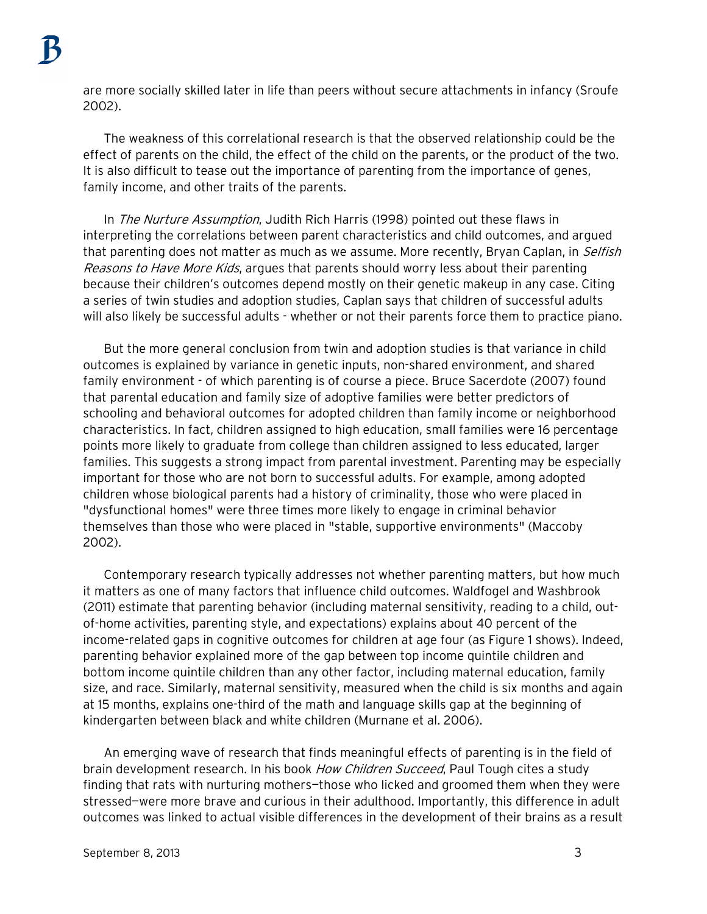are more socially skilled later in life than peers without secure attachments in infancy (Sroufe 2002).

The weakness of this correlational research is that the observed relationship could be the effect of parents on the child, the effect of the child on the parents, or the product of the two. It is also difficult to tease out the importance of parenting from the importance of genes, family income, and other traits of the parents.

In *The Nurture Assumption*, Judith Rich Harris (1998) pointed out these flaws in interpreting the correlations between parent characteristics and child outcomes, and argued that parenting does not matter as much as we assume. More recently, Bryan Caplan, in *Selfish Reasons to Have More Kids*, argues that parents should worry less about their parenting because their children's outcomes depend mostly on their genetic makeup in any case. Citing a series of twin studies and adoption studies, Caplan says that children of successful adults will also likely be successful adults - whether or not their parents force them to practice piano.

But the more general conclusion from twin and adoption studies is that variance in child outcomes is explained by variance in genetic inputs, non-shared environment, and shared family environment - of which parenting is of course a piece. Bruce Sacerdote (2007) found that parental education and family size of adoptive families were better predictors of schooling and behavioral outcomes for adopted children than family income or neighborhood characteristics. In fact, children assigned to high education, small families were 16 percentage points more likely to graduate from college than children assigned to less educated, larger families. This suggests a strong impact from parental investment. Parenting may be especially important for those who are not born to successful adults. For example, among adopted children whose biological parents had a history of criminality, those who were placed in "dysfunctional homes" were three times more likely to engage in criminal behavior themselves than those who were placed in "stable, supportive environments" (Maccoby 2002).

Contemporary research typically addresses not whether parenting matters, but how much it matters as one of many factors that influence child outcomes. Waldfogel and Washbrook (2011) estimate that parenting behavior (including maternal sensitivity, reading to a child, out-of-home activities, parenting style, and expectations) explains about 40 percent of the income-related gaps in cognitive outcomes for children at age four (as Figure 1 shows). Indeed, parenting behavior explained more of the gap between top income quintile children and bottom income quintile children than any other factor, including maternal education, family size, and race. Similarly, maternal sensitivity, measured when the child is six months and again at 15 months, explains one-third of the math and language skills gap at the beginning of kindergarten between black and white children (Murnane et al. 2006).

An emerging wave of research that finds meaningful effects of parenting is in the field of brain development research. In his book *How Children Succeed*, Paul Tough cites a study finding that rats with nurturing mothers—those who licked and groomed them when they were stressed—were more brave and curious in their adulthood. Importantly, this difference in adult outcomes was linked to actual visible differences in the development of their brains as a result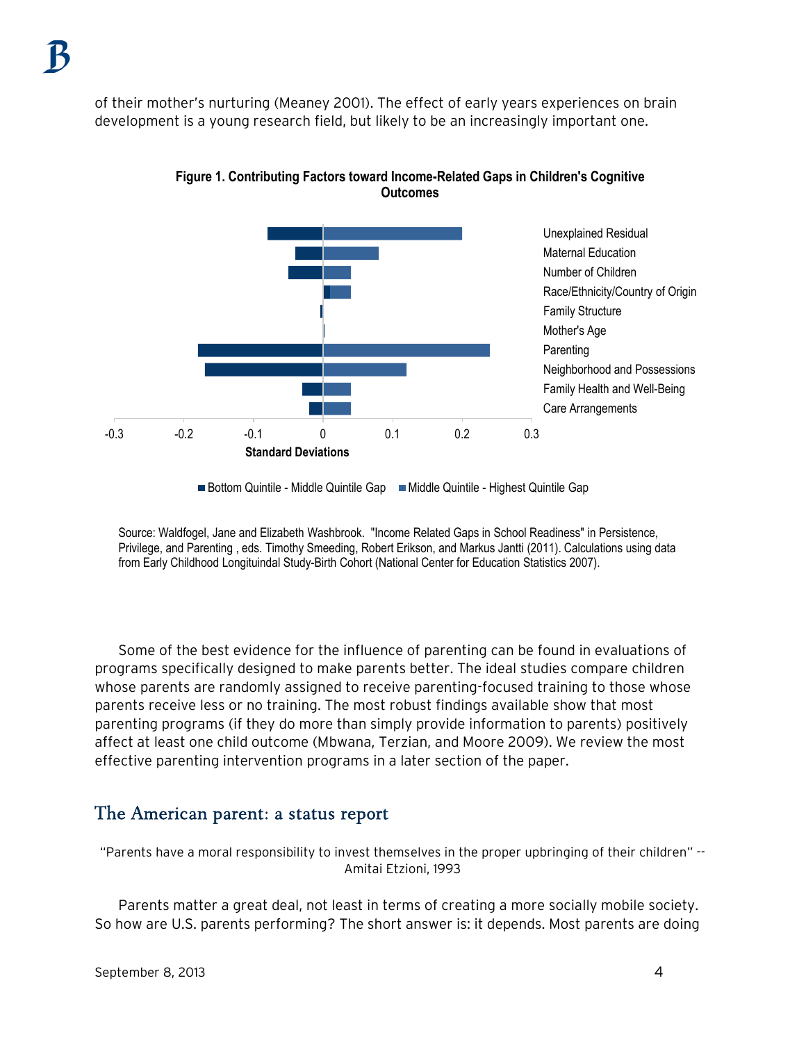of their mother's nurturing (Meaney 2001). The effect of early years experiences on brain development is a young research field, but likely to be an increasingly important one.

**Figure 1. Contributing Factors toward Income-Related Gaps in Children's Cognitive Outcomes**

Unexplained Residual
Maternal Education
Number of Children
Race/Ethnicity/Country of Origin
Family Structure
Mother's Age
Parenting
Neighborhood and Possessions
Family Health and Well-Being
Care Arrangements

-0.3 -0.2 -0.1 0 0.1 0.2 0.3

Standard Deviations

Bottom Quintile - Middle Quintile Gap   Middle Quintile - Highest Quintile Gap

Source: Waldfogel, Jane and Elizabeth Washbrook. "Income Related Gaps in School Readiness" in Persistence, Privilege, and Parenting , eds. Timothy Smeeding, Robert Erikson, and Markus Jantti (2011). Calculations using data from Early Childhood Longituindal Study-Birth Cohort (National Center for Education Statistics 2007).

Some of the best evidence for the influence of parenting can be found in evaluations of programs specifically designed to make parents better. The ideal studies compare children whose parents are randomly assigned to receive parenting-focused training to those whose parents receive less or no training. The most robust findings available show that most parenting programs (if they do more than simply provide information to parents) positively affect at least one child outcome (Mbwana, Terzian, and Moore 2009). We review the most effective parenting intervention programs in a later section of the paper.

## The American parent: a status report

"Parents have a moral responsibility to invest themselves in the proper upbringing of their children" -- Amitai Etzioni, 1993

Parents matter a great deal, not least in terms of creating a more socially mobile society. So how are U.S. parents performing? The short answer is: it depends. Most parents are doing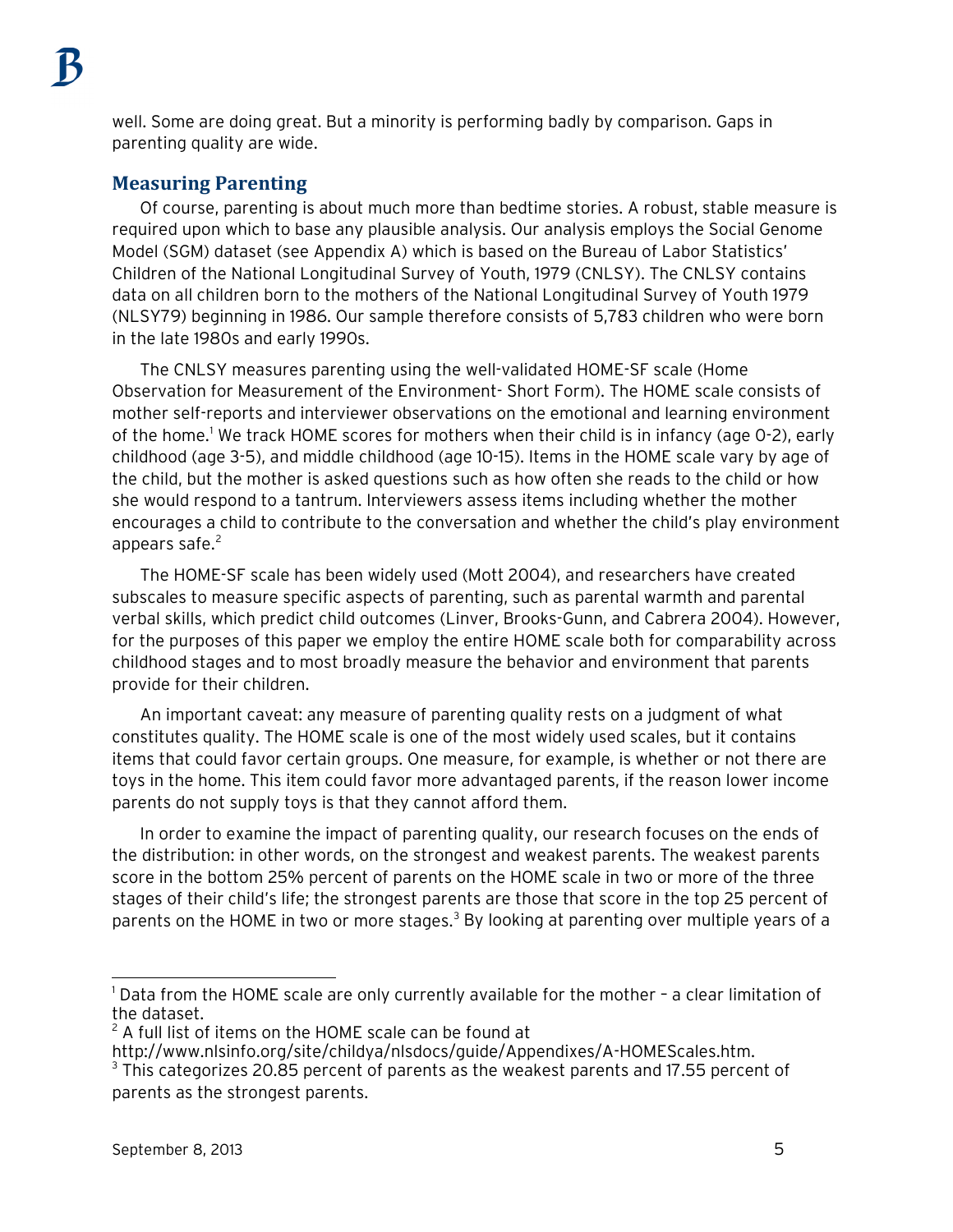well. Some are doing great. But a minority is performing badly by comparison. Gaps in parenting quality are wide.

## Measuring Parenting

Of course, parenting is about much more than bedtime stories. A robust, stable measure is required upon which to base any plausible analysis. Our analysis employs the Social Genome Model (SGM) dataset (see Appendix A) which is based on the Bureau of Labor Statistics' Children of the National Longitudinal Survey of Youth, 1979 (CNLSY). The CNLSY contains data on all children born to the mothers of the National Longitudinal Survey of Youth 1979 (NLSY79) beginning in 1986. Our sample therefore consists of 5,783 children who were born in the late 1980s and early 1990s.

The CNLSY measures parenting using the well-validated HOME-SF scale (Home Observation for Measurement of the Environment- Short Form). The HOME scale consists of mother self-reports and interviewer observations on the emotional and learning environment of the home.[1] We track HOME scores for mothers when their child is in infancy (age 0-2), early childhood (age 3-5), and middle childhood (age 10-15). Items in the HOME scale vary by age of the child, but the mother is asked questions such as how often she reads to the child or how she would respond to a tantrum. Interviewers assess items including whether the mother encourages a child to contribute to the conversation and whether the child's play environment appears safe.[2]

The HOME-SF scale has been widely used (Mott 2004), and researchers have created subscales to measure specific aspects of parenting, such as parental warmth and parental verbal skills, which predict child outcomes (Linver, Brooks-Gunn, and Cabrera 2004). However, for the purposes of this paper we employ the entire HOME scale both for comparability across childhood stages and to most broadly measure the behavior and environment that parents provide for their children.

An important caveat: any measure of parenting quality rests on a judgment of what constitutes quality. The HOME scale is one of the most widely used scales, but it contains items that could favor certain groups. One measure, for example, is whether or not there are toys in the home. This item could favor more advantaged parents, if the reason lower income parents do not supply toys is that they cannot afford them.

In order to examine the impact of parenting quality, our research focuses on the ends of the distribution: in other words, on the strongest and weakest parents. The weakest parents score in the bottom 25% percent of parents on the HOME scale in two or more of the three stages of their child's life; the strongest parents are those that score in the top 25 percent of parents on the HOME in two or more stages.[3] By looking at parenting over multiple years of a

---

[1] Data from the HOME scale are only currently available for the mother – a clear limitation of the dataset.

[2] A full list of items on the HOME scale can be found at http://www.nlsinfo.org/site/childya/nlsdocs/guide/Appendixes/A-HOMEScales.htm.

[3] This categorizes 20.85 percent of parents as the weakest parents and 17.55 percent of parents as the strongest parents.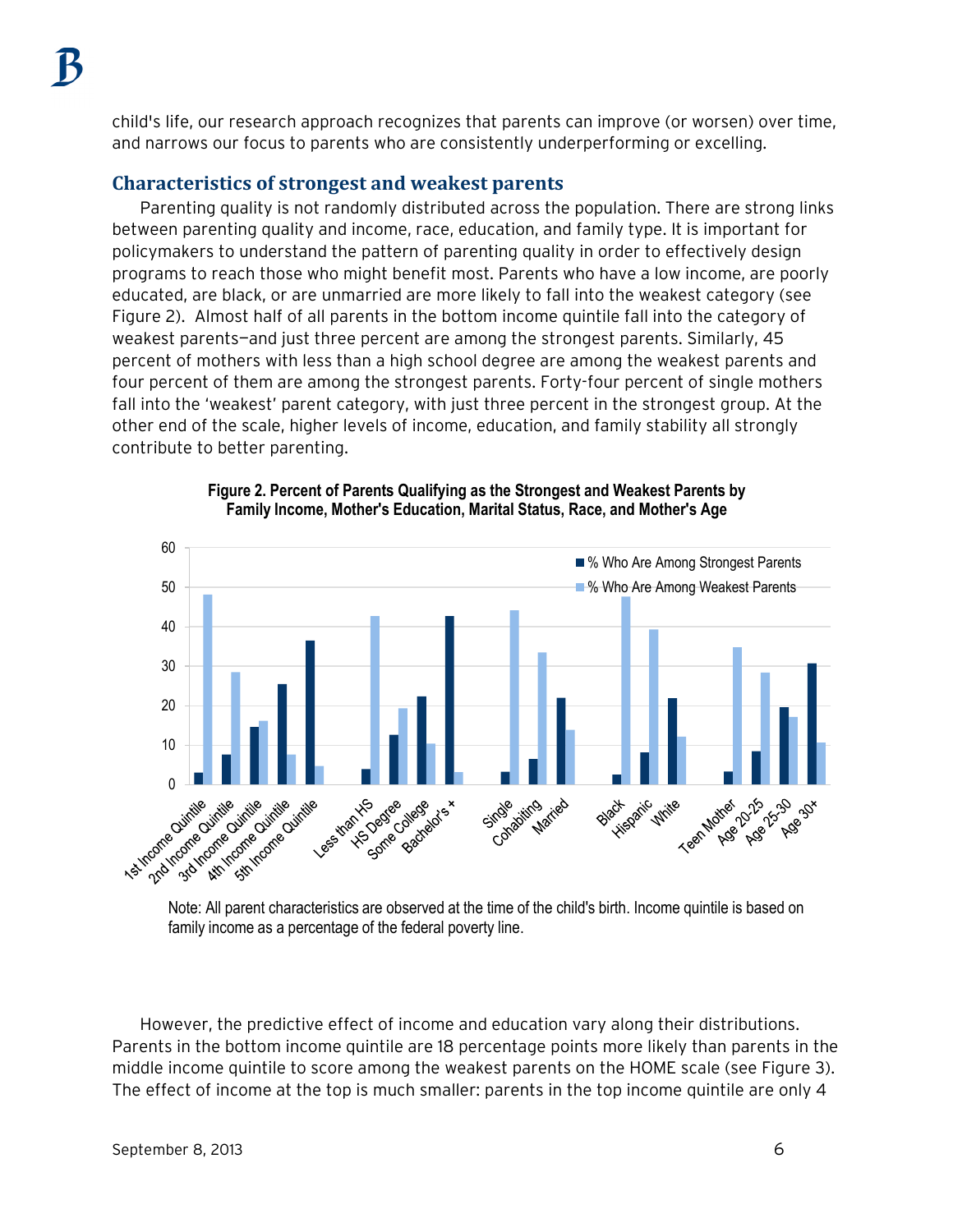child's life, our research approach recognizes that parents can improve (or worsen) over time, and narrows our focus to parents who are consistently underperforming or excelling.

## Characteristics of strongest and weakest parents

Parenting quality is not randomly distributed across the population. There are strong links between parenting quality and income, race, education, and family type. It is important for policymakers to understand the pattern of parenting quality in order to effectively design programs to reach those who might benefit most. Parents who have a low income, are poorly educated, are black, or are unmarried are more likely to fall into the weakest category (see Figure 2). Almost half of all parents in the bottom income quintile fall into the category of weakest parents—and just three percent are among the strongest parents. Similarly, 45 percent of mothers with less than a high school degree are among the weakest parents and four percent of them are among the strongest parents. Forty-four percent of single mothers fall into the 'weakest' parent category, with just three percent in the strongest group. At the other end of the scale, higher levels of income, education, and family stability all strongly contribute to better parenting.

**Figure 2. Percent of Parents Qualifying as the Strongest and Weakest Parents by Family Income, Mother's Education, Marital Status, Race, and Mother's Age**

60
50
40
30
20
10
0

% Who Are Among Strongest Parents
% Who Are Among Weakest Parents

1st Income Quintile
2nd Income Quintile
3rd Income Quintile
4th Income Quintile
5th Income Quintile
Less than HS
HS Degree
Some College
Bachelor's +
Single
Cohabiting
Married
Black
Hispanic
White
Teen Mother
Age 20-25
Age 25-30
Age 30+

Note: All parent characteristics are observed at the time of the child's birth. Income quintile is based on family income as a percentage of the federal poverty line.

However, the predictive effect of income and education vary along their distributions. Parents in the bottom income quintile are 18 percentage points more likely than parents in the middle income quintile to score among the weakest parents on the HOME scale (see Figure 3). The effect of income at the top is much smaller: parents in the top income quintile are only 4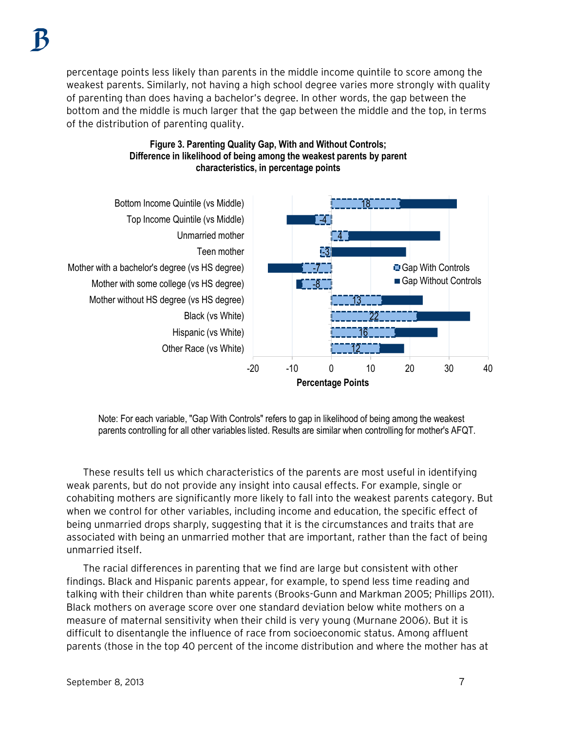percentage points less likely than parents in the middle income quintile to score among the weakest parents. Similarly, not having a high school degree varies more strongly with quality of parenting than does having a bachelor's degree. In other words, the gap between the bottom and the middle is much larger that the gap between the middle and the top, in terms of the distribution of parenting quality.

**Figure 3. Parenting Quality Gap, With and Without Controls; Difference in likelihood of being among the weakest parents by parent characteristics, in percentage points**

Bottom Income Quintile (vs Middle)
18
Top Income Quintile (vs Middle)
-4
Unmarried mother
4
Teen mother
-3
Mother with a bachelor's degree (vs HS degree)
-7
Mother with some college (vs HS degree)
-8
Mother without HS degree (vs HS degree)
13
Black (vs White)
22
Hispanic (vs White)
16
Other Race (vs White)
12

Gap With Controls
Gap Without Controls

-20 -10 0 10 20 30 40

Percentage Points

Note: For each variable, "Gap With Controls" refers to gap in likelihood of being among the weakest parents controlling for all other variables listed. Results are similar when controlling for mother's AFQT.

These results tell us which characteristics of the parents are most useful in identifying weak parents, but do not provide any insight into causal effects. For example, single or cohabiting mothers are significantly more likely to fall into the weakest parents category. But when we control for other variables, including income and education, the specific effect of being unmarried drops sharply, suggesting that it is the circumstances and traits that are associated with being an unmarried mother that are important, rather than the fact of being unmarried itself.

The racial differences in parenting that we find are large but consistent with other findings. Black and Hispanic parents appear, for example, to spend less time reading and talking with their children than white parents (Brooks-Gunn and Markman 2005; Phillips 2011). Black mothers on average score over one standard deviation below white mothers on a measure of maternal sensitivity when their child is very young (Murnane 2006). But it is difficult to disentangle the influence of race from socioeconomic status. Among affluent parents (those in the top 40 percent of the income distribution and where the mother has at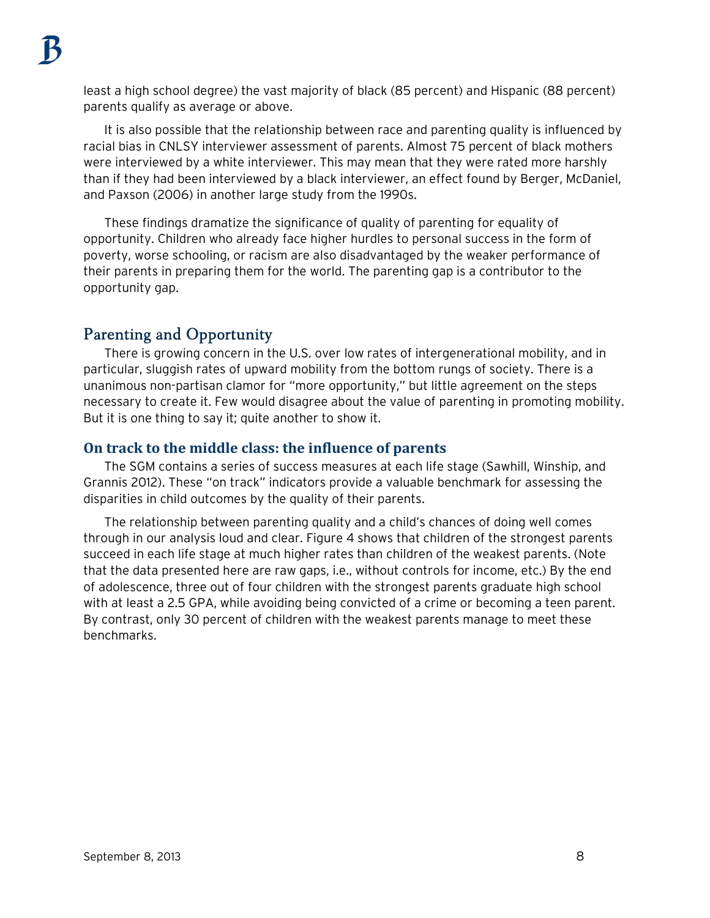least a high school degree) the vast majority of black (85 percent) and Hispanic (88 percent) parents qualify as average or above.

It is also possible that the relationship between race and parenting quality is influenced by racial bias in CNLSY interviewer assessment of parents. Almost 75 percent of black mothers were interviewed by a white interviewer. This may mean that they were rated more harshly than if they had been interviewed by a black interviewer, an effect found by Berger, McDaniel, and Paxson (2006) in another large study from the 1990s.

These findings dramatize the significance of quality of parenting for equality of opportunity. Children who already face higher hurdles to personal success in the form of poverty, worse schooling, or racism are also disadvantaged by the weaker performance of their parents in preparing them for the world. The parenting gap is a contributor to the opportunity gap.

## Parenting and Opportunity

There is growing concern in the U.S. over low rates of intergenerational mobility, and in particular, sluggish rates of upward mobility from the bottom rungs of society. There is a unanimous non-partisan clamor for "more opportunity," but little agreement on the steps necessary to create it. Few would disagree about the value of parenting in promoting mobility. But it is one thing to say it; quite another to show it.

### On track to the middle class: the influence of parents

The SGM contains a series of success measures at each life stage (Sawhill, Winship, and Grannis 2012). These "on track" indicators provide a valuable benchmark for assessing the disparities in child outcomes by the quality of their parents.

The relationship between parenting quality and a child's chances of doing well comes through in our analysis loud and clear. Figure 4 shows that children of the strongest parents succeed in each life stage at much higher rates than children of the weakest parents. (Note that the data presented here are raw gaps, i.e., without controls for income, etc.) By the end of adolescence, three out of four children with the strongest parents graduate high school with at least a 2.5 GPA, while avoiding being convicted of a crime or becoming a teen parent. By contrast, only 30 percent of children with the weakest parents manage to meet these benchmarks.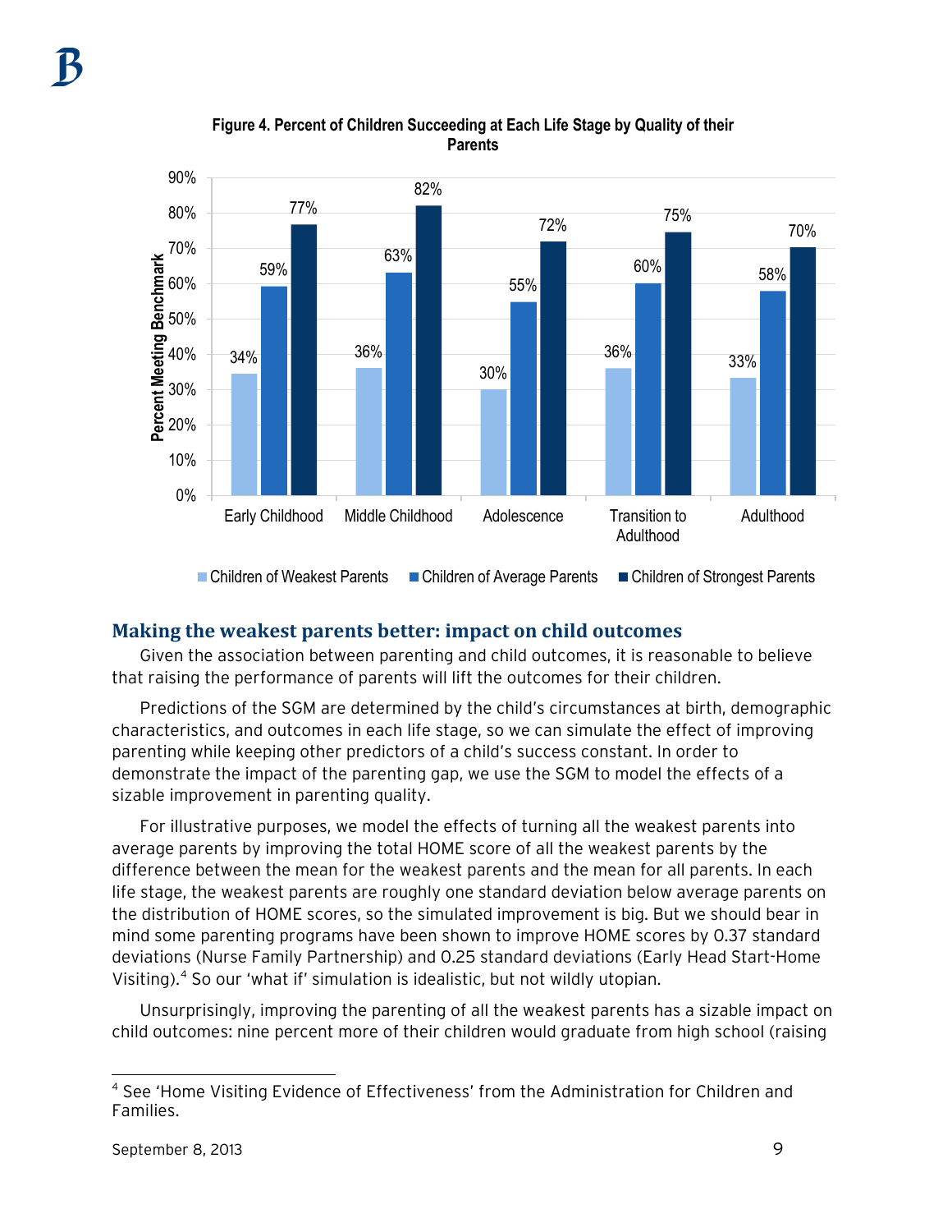**Figure 4. Percent of Children Succeeding at Each Life Stage by Quality of their Parents**

Percent Meeting Benchmark

90%
80%
70%
60%
50%
40%
30%
20%
10%
0%

Early Childhood: 34%, 59%, 77%
Middle Childhood: 36%, 63%, 82%
Adolescence: 30%, 55%, 72%
Transition to Adulthood: 36%, 60%, 75%
Adulthood: 33%, 58%, 70%

Children of Weakest Parents | Children of Average Parents | Children of Strongest Parents

## Making the weakest parents better: impact on child outcomes

Given the association between parenting and child outcomes, it is reasonable to believe that raising the performance of parents will lift the outcomes for their children.

Predictions of the SGM are determined by the child's circumstances at birth, demographic characteristics, and outcomes in each life stage, so we can simulate the effect of improving parenting while keeping other predictors of a child's success constant. In order to demonstrate the impact of the parenting gap, we use the SGM to model the effects of a sizable improvement in parenting quality.

For illustrative purposes, we model the effects of turning all the weakest parents into average parents by improving the total HOME score of all the weakest parents by the difference between the mean for the weakest parents and the mean for all parents. In each life stage, the weakest parents are roughly one standard deviation below average parents on the distribution of HOME scores, so the simulated improvement is big. But we should bear in mind some parenting programs have been shown to improve HOME scores by 0.37 standard deviations (Nurse Family Partnership) and 0.25 standard deviations (Early Head Start-Home Visiting).[4] So our 'what if' simulation is idealistic, but not wildly utopian.

Unsurprisingly, improving the parenting of all the weakest parents has a sizable impact on child outcomes: nine percent more of their children would graduate from high school (raising

[4] See 'Home Visiting Evidence of Effectiveness' from the Administration for Children and Families.

September 8, 2013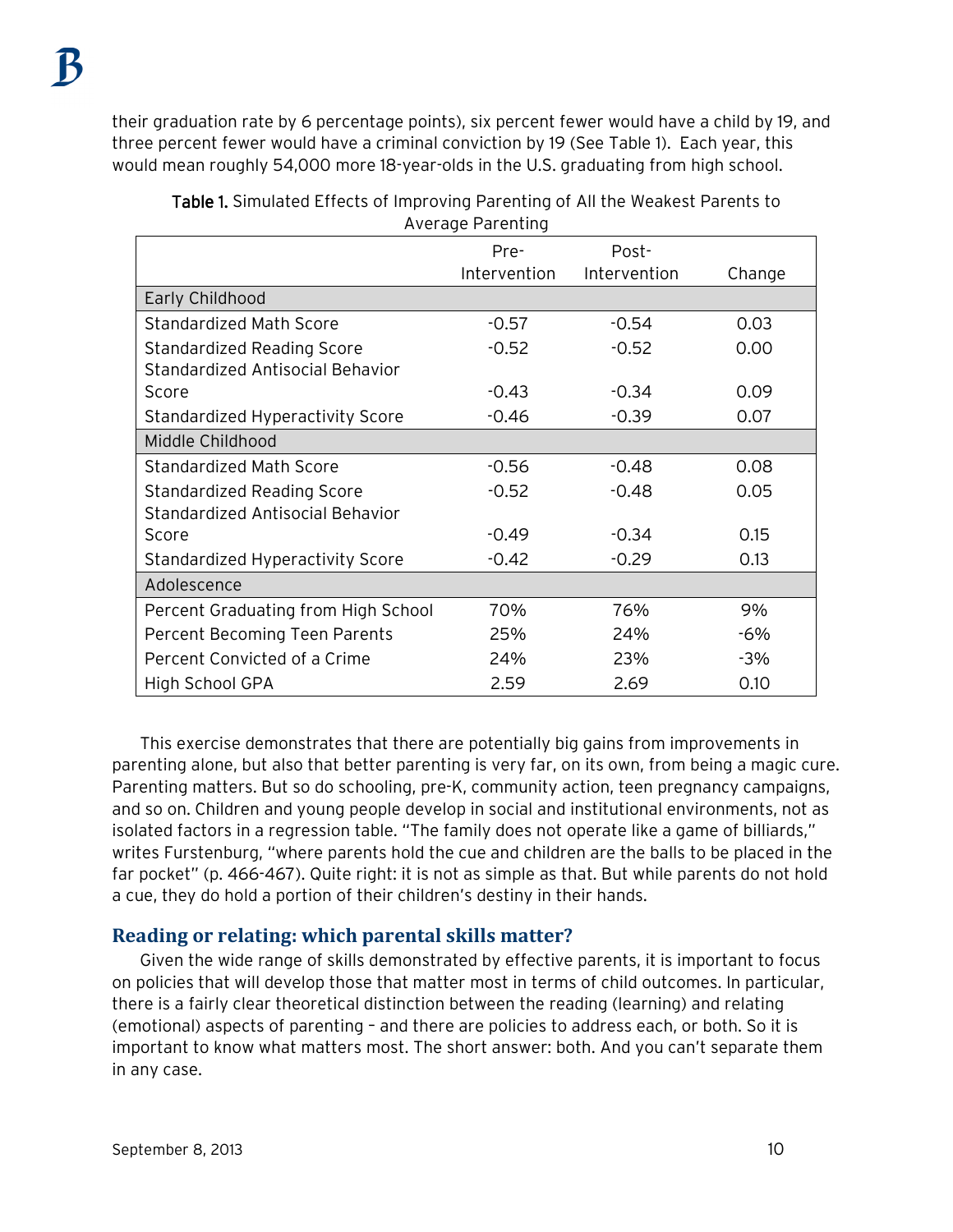their graduation rate by 6 percentage points), six percent fewer would have a child by 19, and three percent fewer would have a criminal conviction by 19 (See Table 1). Each year, this would mean roughly 54,000 more 18-year-olds in the U.S. graduating from high school.

**Table 1.** Simulated Effects of Improving Parenting of All the Weakest Parents to Average Parenting

| | Pre-Intervention | Post-Intervention | Change |
|---|---|---|---|
| Early Childhood | | | |
| Standardized Math Score | -0.57 | -0.54 | 0.03 |
| Standardized Reading Score | -0.52 | -0.52 | 0.00 |
| Standardized Antisocial Behavior Score | -0.43 | -0.34 | 0.09 |
| Standardized Hyperactivity Score | -0.46 | -0.39 | 0.07 |
| Middle Childhood | | | |
| Standardized Math Score | -0.56 | -0.48 | 0.08 |
| Standardized Reading Score | -0.52 | -0.48 | 0.05 |
| Standardized Antisocial Behavior Score | -0.49 | -0.34 | 0.15 |
| Standardized Hyperactivity Score | -0.42 | -0.29 | 0.13 |
| Adolescence | | | |
| Percent Graduating from High School | 70% | 76% | 9% |
| Percent Becoming Teen Parents | 25% | 24% | -6% |
| Percent Convicted of a Crime | 24% | 23% | -3% |
| High School GPA | 2.59 | 2.69 | 0.10 |

This exercise demonstrates that there are potentially big gains from improvements in parenting alone, but also that better parenting is very far, on its own, from being a magic cure. Parenting matters. But so do schooling, pre-K, community action, teen pregnancy campaigns, and so on. Children and young people develop in social and institutional environments, not as isolated factors in a regression table. "The family does not operate like a game of billiards," writes Furstenburg, "where parents hold the cue and children are the balls to be placed in the far pocket" (p. 466-467). Quite right: it is not as simple as that. But while parents do not hold a cue, they do hold a portion of their children's destiny in their hands.

## Reading or relating: which parental skills matter?

Given the wide range of skills demonstrated by effective parents, it is important to focus on policies that will develop those that matter most in terms of child outcomes. In particular, there is a fairly clear theoretical distinction between the reading (learning) and relating (emotional) aspects of parenting – and there are policies to address each, or both. So it is important to know what matters most. The short answer: both. And you can't separate them in any case.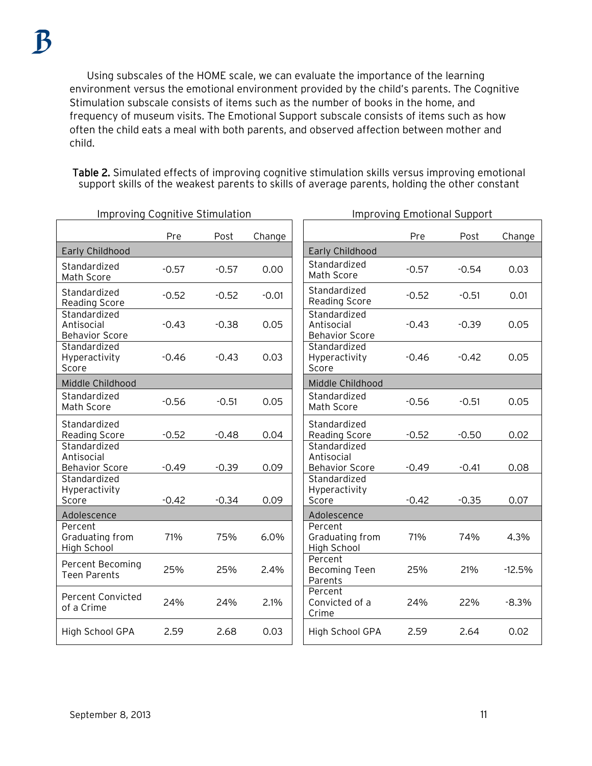Using subscales of the HOME scale, we can evaluate the importance of the learning environment versus the emotional environment provided by the child's parents. The Cognitive Stimulation subscale consists of items such as the number of books in the home, and frequency of museum visits. The Emotional Support subscale consists of items such as how often the child eats a meal with both parents, and observed affection between mother and child.

**Table 2.** Simulated effects of improving cognitive stimulation skills versus improving emotional support skills of the weakest parents to skills of average parents, holding the other constant

**Improving Cognitive Stimulation**

| | Pre | Post | Change |
|---|---|---|---|
| **Early Childhood** | | | |
| Standardized Math Score | -0.57 | -0.57 | 0.00 |
| Standardized Reading Score | -0.52 | -0.52 | -0.01 |
| Standardized Antisocial Behavior Score | -0.43 | -0.38 | 0.05 |
| Standardized Hyperactivity Score | -0.46 | -0.43 | 0.03 |
| **Middle Childhood** | | | |
| Standardized Math Score | -0.56 | -0.51 | 0.05 |
| Standardized Reading Score | -0.52 | -0.48 | 0.04 |
| Standardized Antisocial Behavior Score | -0.49 | -0.39 | 0.09 |
| Standardized Hyperactivity Score | -0.42 | -0.34 | 0.09 |
| **Adolescence** | | | |
| Percent Graduating from High School | 71% | 75% | 6.0% |
| Percent Becoming Teen Parents | 25% | 25% | 2.4% |
| Percent Convicted of a Crime | 24% | 24% | 2.1% |
| High School GPA | 2.59 | 2.68 | 0.03 |

**Improving Emotional Support**

| | Pre | Post | Change |
|---|---|---|---|
| **Early Childhood** | | | |
| Standardized Math Score | -0.57 | -0.54 | 0.03 |
| Standardized Reading Score | -0.52 | -0.51 | 0.01 |
| Standardized Antisocial Behavior Score | -0.43 | -0.39 | 0.05 |
| Standardized Hyperactivity Score | -0.46 | -0.42 | 0.05 |
| **Middle Childhood** | | | |
| Standardized Math Score | -0.56 | -0.51 | 0.05 |
| Standardized Reading Score | -0.52 | -0.50 | 0.02 |
| Standardized Antisocial Behavior Score | -0.49 | -0.41 | 0.08 |
| Standardized Hyperactivity Score | -0.42 | -0.35 | 0.07 |
| **Adolescence** | | | |
| Percent Graduating from High School | 71% | 74% | 4.3% |
| Percent Becoming Teen Parents | 25% | 21% | -12.5% |
| Percent Convicted of a Crime | 24% | 22% | -8.3% |
| High School GPA | 2.59 | 2.64 | 0.02 |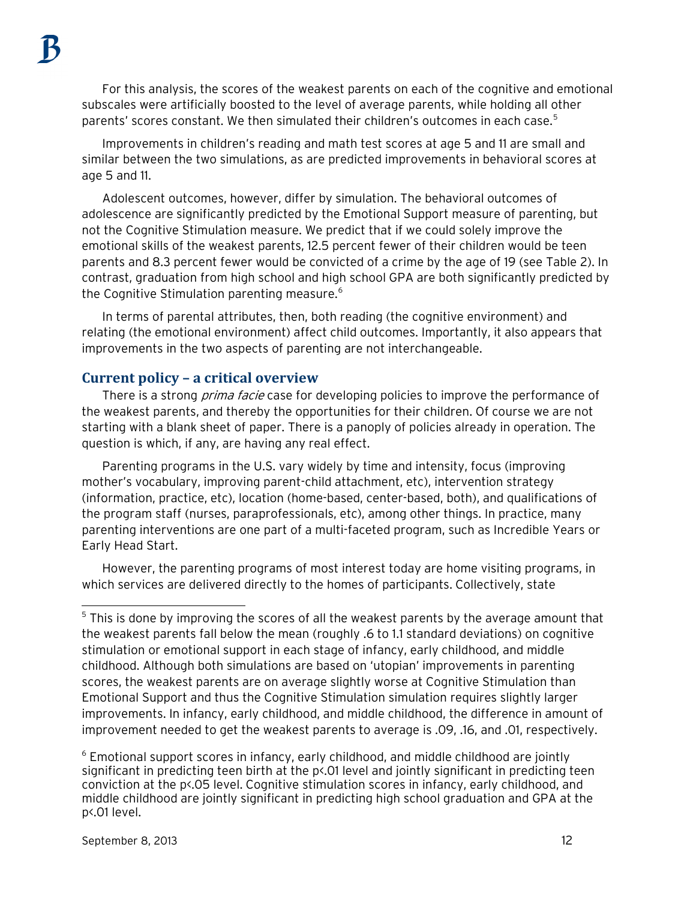For this analysis, the scores of the weakest parents on each of the cognitive and emotional subscales were artificially boosted to the level of average parents, while holding all other parents' scores constant. We then simulated their children's outcomes in each case.[5]

Improvements in children's reading and math test scores at age 5 and 11 are small and similar between the two simulations, as are predicted improvements in behavioral scores at age 5 and 11.

Adolescent outcomes, however, differ by simulation. The behavioral outcomes of adolescence are significantly predicted by the Emotional Support measure of parenting, but not the Cognitive Stimulation measure. We predict that if we could solely improve the emotional skills of the weakest parents, 12.5 percent fewer of their children would be teen parents and 8.3 percent fewer would be convicted of a crime by the age of 19 (see Table 2). In contrast, graduation from high school and high school GPA are both significantly predicted by the Cognitive Stimulation parenting measure.[6]

In terms of parental attributes, then, both reading (the cognitive environment) and relating (the emotional environment) affect child outcomes. Importantly, it also appears that improvements in the two aspects of parenting are not interchangeable.

## Current policy – a critical overview

There is a strong *prima facie* case for developing policies to improve the performance of the weakest parents, and thereby the opportunities for their children. Of course we are not starting with a blank sheet of paper. There is a panoply of policies already in operation. The question is which, if any, are having any real effect.

Parenting programs in the U.S. vary widely by time and intensity, focus (improving mother's vocabulary, improving parent-child attachment, etc), intervention strategy (information, practice, etc), location (home-based, center-based, both), and qualifications of the program staff (nurses, paraprofessionals, etc), among other things. In practice, many parenting interventions are one part of a multi-faceted program, such as Incredible Years or Early Head Start.

However, the parenting programs of most interest today are home visiting programs, in which services are delivered directly to the homes of participants. Collectively, state

---

[5] This is done by improving the scores of all the weakest parents by the average amount that the weakest parents fall below the mean (roughly .6 to 1.1 standard deviations) on cognitive stimulation or emotional support in each stage of infancy, early childhood, and middle childhood. Although both simulations are based on 'utopian' improvements in parenting scores, the weakest parents are on average slightly worse at Cognitive Stimulation than Emotional Support and thus the Cognitive Stimulation simulation requires slightly larger improvements. In infancy, early childhood, and middle childhood, the difference in amount of improvement needed to get the weakest parents to average is .09, .16, and .01, respectively.

[6] Emotional support scores in infancy, early childhood, and middle childhood are jointly significant in predicting teen birth at the $p<.01$ level and jointly significant in predicting teen conviction at the $p<.05$ level. Cognitive stimulation scores in infancy, early childhood, and middle childhood are jointly significant in predicting high school graduation and GPA at the $p<.01$ level.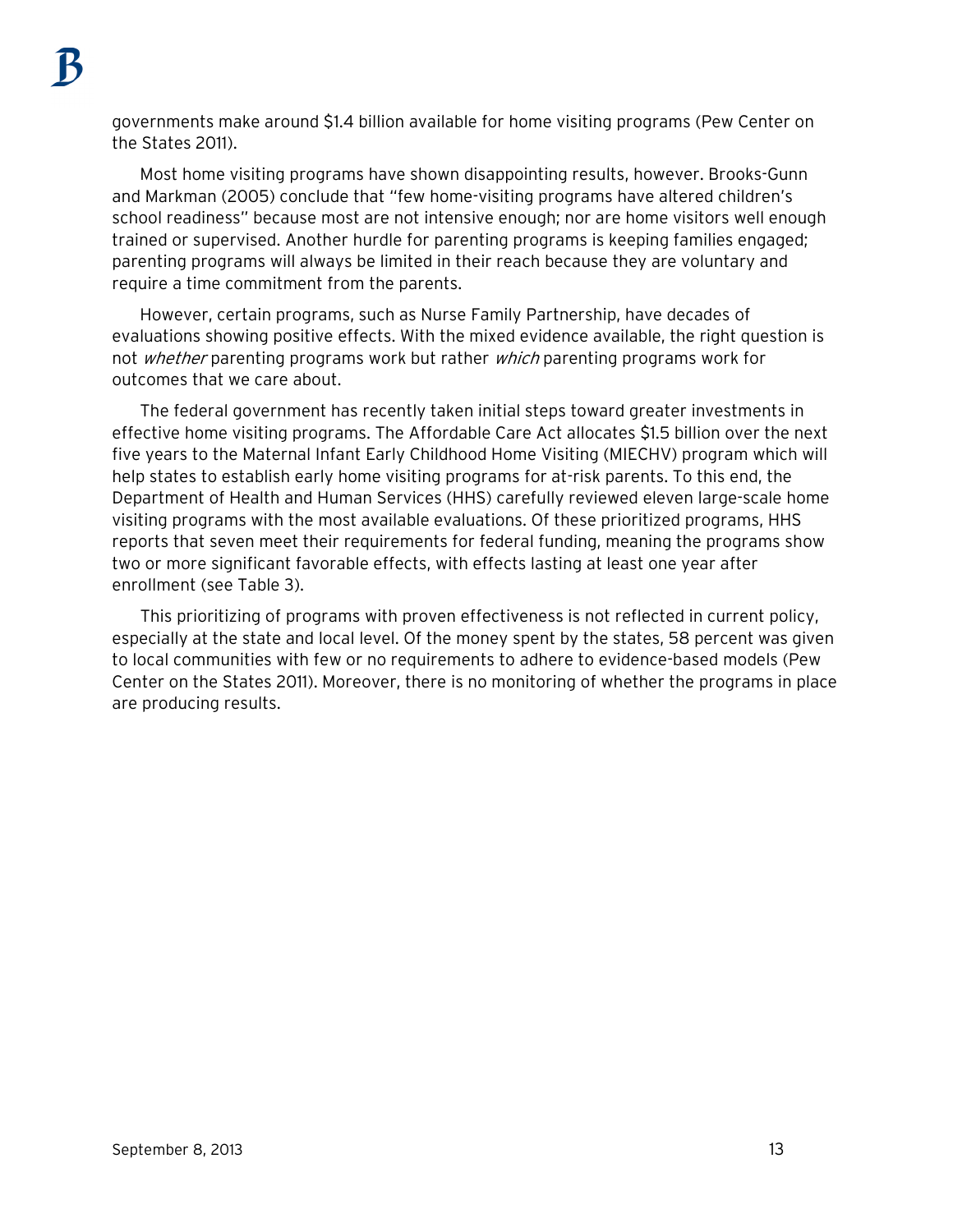governments make around $1.4 billion available for home visiting programs (Pew Center on the States 2011).

Most home visiting programs have shown disappointing results, however. Brooks-Gunn and Markman (2005) conclude that "few home-visiting programs have altered children's school readiness" because most are not intensive enough; nor are home visitors well enough trained or supervised. Another hurdle for parenting programs is keeping families engaged; parenting programs will always be limited in their reach because they are voluntary and require a time commitment from the parents.

However, certain programs, such as Nurse Family Partnership, have decades of evaluations showing positive effects. With the mixed evidence available, the right question is not *whether* parenting programs work but rather *which* parenting programs work for outcomes that we care about.

The federal government has recently taken initial steps toward greater investments in effective home visiting programs. The Affordable Care Act allocates $1.5 billion over the next five years to the Maternal Infant Early Childhood Home Visiting (MIECHV) program which will help states to establish early home visiting programs for at-risk parents. To this end, the Department of Health and Human Services (HHS) carefully reviewed eleven large-scale home visiting programs with the most available evaluations. Of these prioritized programs, HHS reports that seven meet their requirements for federal funding, meaning the programs show two or more significant favorable effects, with effects lasting at least one year after enrollment (see Table 3).

This prioritizing of programs with proven effectiveness is not reflected in current policy, especially at the state and local level. Of the money spent by the states, 58 percent was given to local communities with few or no requirements to adhere to evidence-based models (Pew Center on the States 2011). Moreover, there is no monitoring of whether the programs in place are producing results.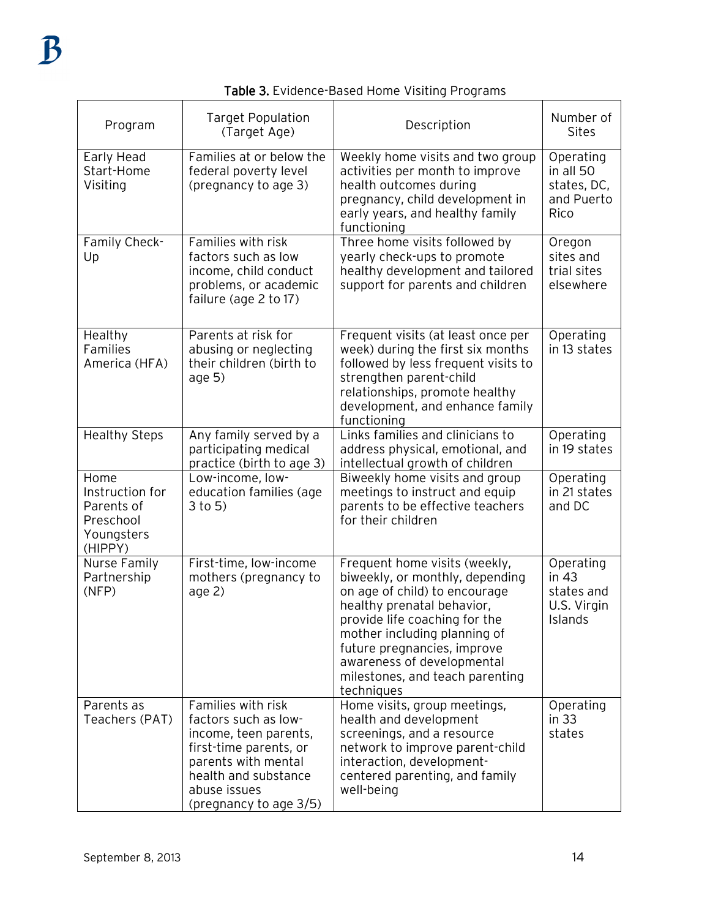**Table 3.** Evidence-Based Home Visiting Programs

| Program | Target Population (Target Age) | Description | Number of Sites |
|---|---|---|---|
| Early Head Start-Home Visiting | Families at or below the federal poverty level (pregnancy to age 3) | Weekly home visits and two group activities per month to improve health outcomes during pregnancy, child development in early years, and healthy family functioning | Operating in all 50 states, DC, and Puerto Rico |
| Family Check-Up | Families with risk factors such as low income, child conduct problems, or academic failure (age 2 to 17) | Three home visits followed by yearly check-ups to promote healthy development and tailored support for parents and children | Oregon sites and trial sites elsewhere |
| Healthy Families America (HFA) | Parents at risk for abusing or neglecting their children (birth to age 5) | Frequent visits (at least once per week) during the first six months followed by less frequent visits to strengthen parent-child relationships, promote healthy development, and enhance family functioning | Operating in 13 states |
| Healthy Steps | Any family served by a participating medical practice (birth to age 3) | Links families and clinicians to address physical, emotional, and intellectual growth of children | Operating in 19 states |
| Home Instruction for Parents of Preschool Youngsters (HIPPY) | Low-income, low-education families (age 3 to 5) | Biweekly home visits and group meetings to instruct and equip parents to be effective teachers for their children | Operating in 21 states and DC |
| Nurse Family Partnership (NFP) | First-time, low-income mothers (pregnancy to age 2) | Frequent home visits (weekly, biweekly, or monthly, depending on age of child) to encourage healthy prenatal behavior, provide life coaching for the mother including planning of future pregnancies, improve awareness of developmental milestones, and teach parenting techniques | Operating in 43 states and U.S. Virgin Islands |
| Parents as Teachers (PAT) | Families with risk factors such as low-income, teen parents, first-time parents, or parents with mental health and substance abuse issues (pregnancy to age 3/5) | Home visits, group meetings, health and development screenings, and a resource network to improve parent-child interaction, development-centered parenting, and family well-being | Operating in 33 states |

September 8, 2013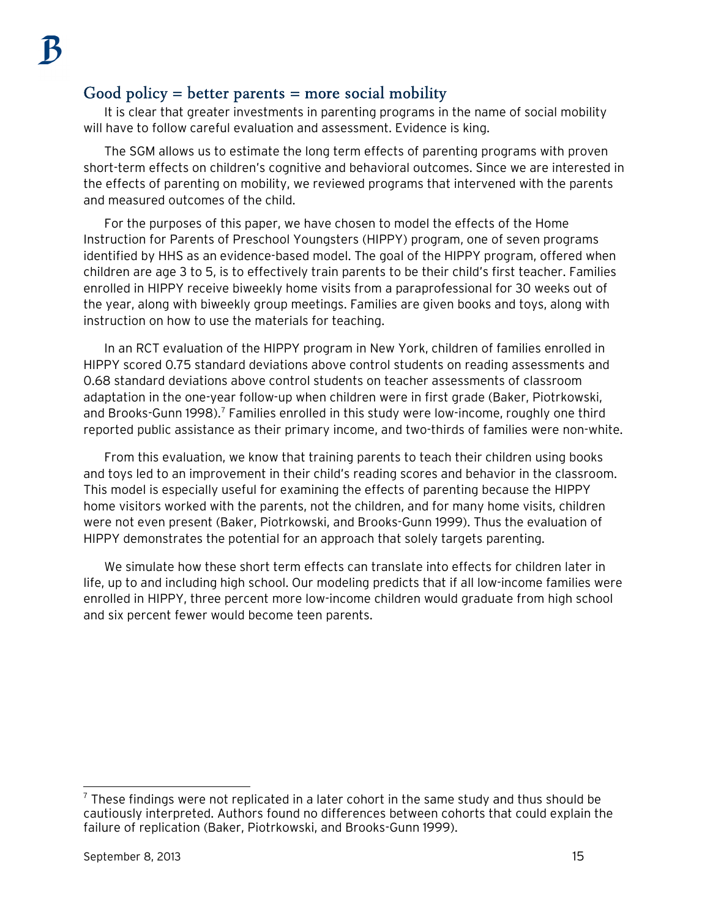## Good policy = better parents = more social mobility

It is clear that greater investments in parenting programs in the name of social mobility will have to follow careful evaluation and assessment. Evidence is king.

The SGM allows us to estimate the long term effects of parenting programs with proven short-term effects on children's cognitive and behavioral outcomes. Since we are interested in the effects of parenting on mobility, we reviewed programs that intervened with the parents and measured outcomes of the child.

For the purposes of this paper, we have chosen to model the effects of the Home Instruction for Parents of Preschool Youngsters (HIPPY) program, one of seven programs identified by HHS as an evidence-based model. The goal of the HIPPY program, offered when children are age 3 to 5, is to effectively train parents to be their child's first teacher. Families enrolled in HIPPY receive biweekly home visits from a paraprofessional for 30 weeks out of the year, along with biweekly group meetings. Families are given books and toys, along with instruction on how to use the materials for teaching.

In an RCT evaluation of the HIPPY program in New York, children of families enrolled in HIPPY scored 0.75 standard deviations above control students on reading assessments and 0.68 standard deviations above control students on teacher assessments of classroom adaptation in the one-year follow-up when children were in first grade (Baker, Piotrkowski, and Brooks-Gunn 1998).[7] Families enrolled in this study were low-income, roughly one third reported public assistance as their primary income, and two-thirds of families were non-white.

From this evaluation, we know that training parents to teach their children using books and toys led to an improvement in their child's reading scores and behavior in the classroom. This model is especially useful for examining the effects of parenting because the HIPPY home visitors worked with the parents, not the children, and for many home visits, children were not even present (Baker, Piotrkowski, and Brooks-Gunn 1999). Thus the evaluation of HIPPY demonstrates the potential for an approach that solely targets parenting.

We simulate how these short term effects can translate into effects for children later in life, up to and including high school. Our modeling predicts that if all low-income families were enrolled in HIPPY, three percent more low-income children would graduate from high school and six percent fewer would become teen parents.

[7] These findings were not replicated in a later cohort in the same study and thus should be cautiously interpreted. Authors found no differences between cohorts that could explain the failure of replication (Baker, Piotrkowski, and Brooks-Gunn 1999).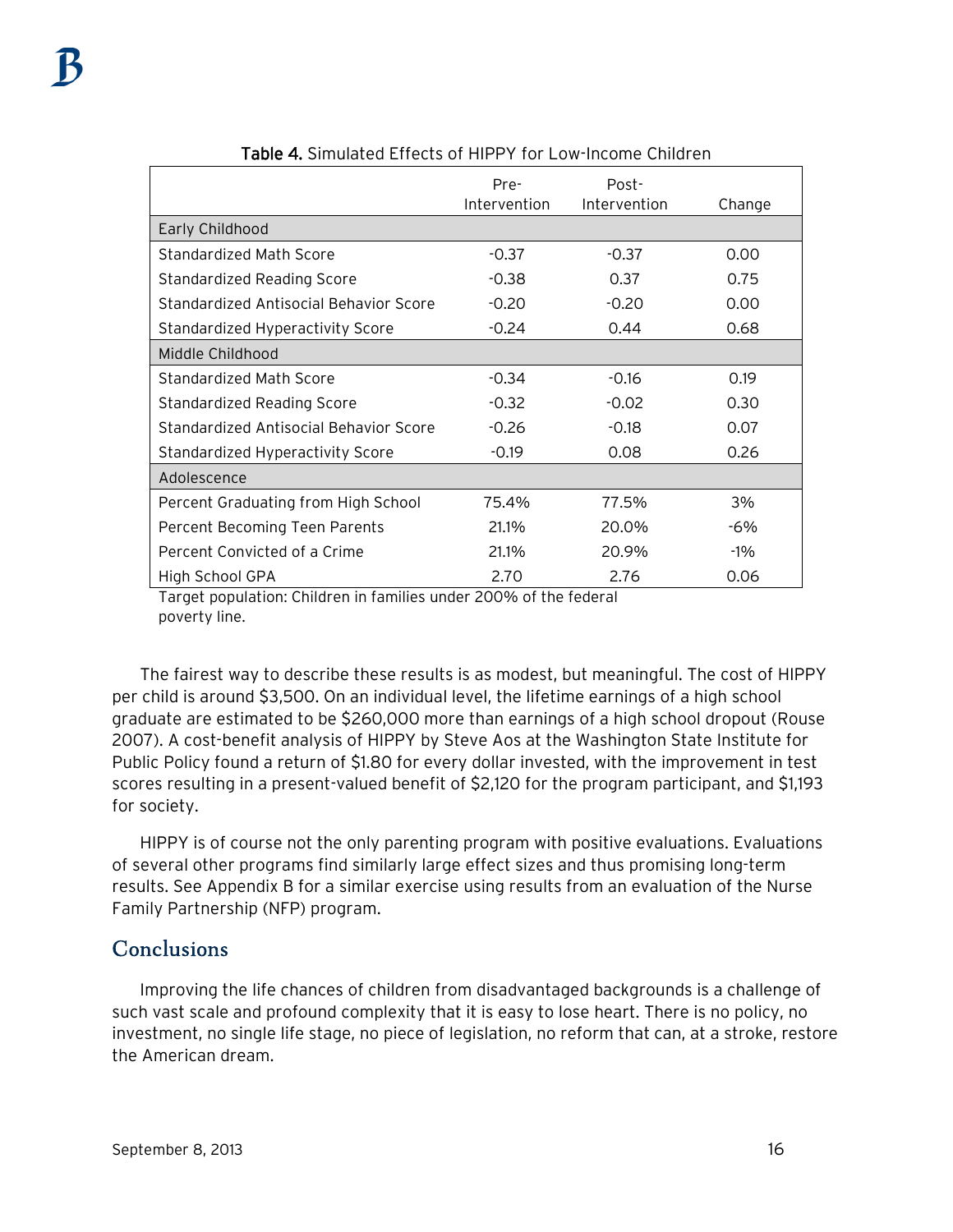**Table 4.** Simulated Effects of HIPPY for Low-Income Children

| | Pre-Intervention | Post-Intervention | Change |
|---|---|---|---|
| Early Childhood | | | |
| Standardized Math Score | -0.37 | -0.37 | 0.00 |
| Standardized Reading Score | -0.38 | 0.37 | 0.75 |
| Standardized Antisocial Behavior Score | -0.20 | -0.20 | 0.00 |
| Standardized Hyperactivity Score | -0.24 | 0.44 | 0.68 |
| Middle Childhood | | | |
| Standardized Math Score | -0.34 | -0.16 | 0.19 |
| Standardized Reading Score | -0.32 | -0.02 | 0.30 |
| Standardized Antisocial Behavior Score | -0.26 | -0.18 | 0.07 |
| Standardized Hyperactivity Score | -0.19 | 0.08 | 0.26 |
| Adolescence | | | |
| Percent Graduating from High School | 75.4% | 77.5% | 3% |
| Percent Becoming Teen Parents | 21.1% | 20.0% | -6% |
| Percent Convicted of a Crime | 21.1% | 20.9% | -1% |
| High School GPA | 2.70 | 2.76 | 0.06 |

Target population: Children in families under 200% of the federal poverty line.

The fairest way to describe these results is as modest, but meaningful. The cost of HIPPY per child is around $3,500. On an individual level, the lifetime earnings of a high school graduate are estimated to be $260,000 more than earnings of a high school dropout (Rouse 2007). A cost-benefit analysis of HIPPY by Steve Aos at the Washington State Institute for Public Policy found a return of $1.80 for every dollar invested, with the improvement in test scores resulting in a present-valued benefit of $2,120 for the program participant, and $1,193 for society.

HIPPY is of course not the only parenting program with positive evaluations. Evaluations of several other programs find similarly large effect sizes and thus promising long-term results. See Appendix B for a similar exercise using results from an evaluation of the Nurse Family Partnership (NFP) program.

## Conclusions

Improving the life chances of children from disadvantaged backgrounds is a challenge of such vast scale and profound complexity that it is easy to lose heart. There is no policy, no investment, no single life stage, no piece of legislation, no reform that can, at a stroke, restore the American dream.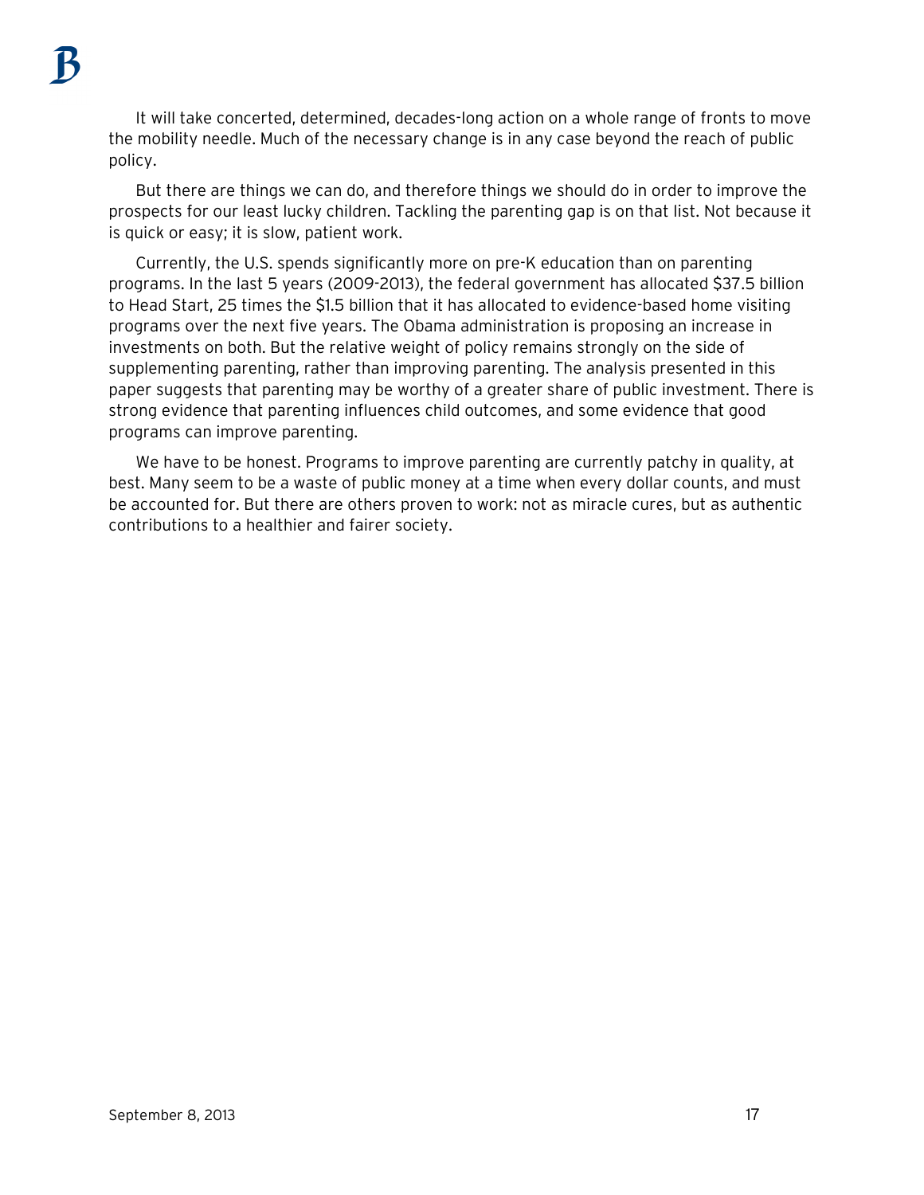It will take concerted, determined, decades-long action on a whole range of fronts to move the mobility needle. Much of the necessary change is in any case beyond the reach of public policy.

But there are things we can do, and therefore things we should do in order to improve the prospects for our least lucky children. Tackling the parenting gap is on that list. Not because it is quick or easy; it is slow, patient work.

Currently, the U.S. spends significantly more on pre-K education than on parenting programs. In the last 5 years (2009-2013), the federal government has allocated $37.5 billion to Head Start, 25 times the $1.5 billion that it has allocated to evidence-based home visiting programs over the next five years. The Obama administration is proposing an increase in investments on both. But the relative weight of policy remains strongly on the side of supplementing parenting, rather than improving parenting. The analysis presented in this paper suggests that parenting may be worthy of a greater share of public investment. There is strong evidence that parenting influences child outcomes, and some evidence that good programs can improve parenting.

We have to be honest. Programs to improve parenting are currently patchy in quality, at best. Many seem to be a waste of public money at a time when every dollar counts, and must be accounted for. But there are others proven to work: not as miracle cures, but as authentic contributions to a healthier and fairer society.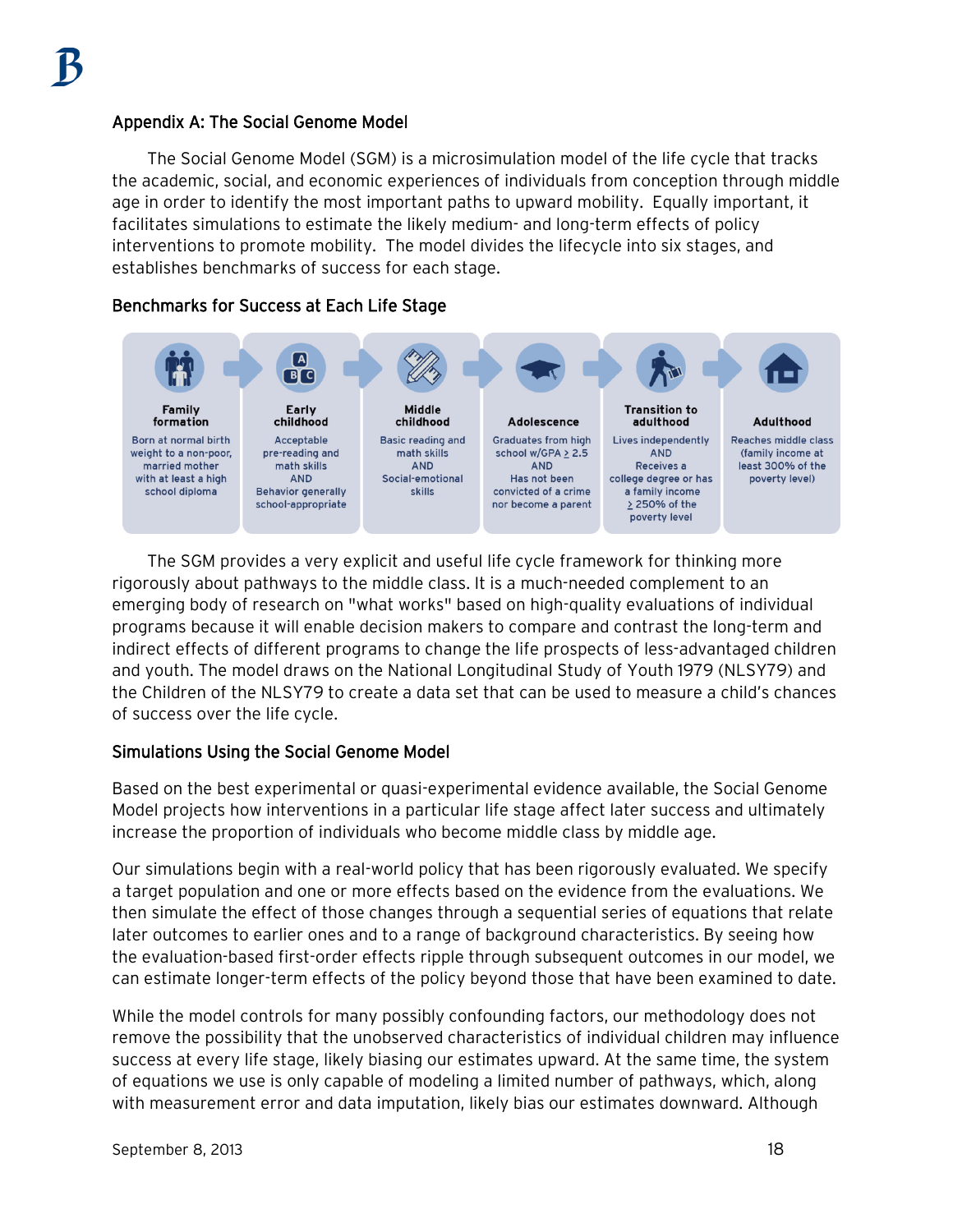## Appendix A: The Social Genome Model

The Social Genome Model (SGM) is a microsimulation model of the life cycle that tracks the academic, social, and economic experiences of individuals from conception through middle age in order to identify the most important paths to upward mobility. Equally important, it facilitates simulations to estimate the likely medium- and long-term effects of policy interventions to promote mobility. The model divides the lifecycle into six stages, and establishes benchmarks of success for each stage.

### Benchmarks for Success at Each Life Stage

**Family formation**
Born at normal birth weight to a non-poor, married mother with at least a high school diploma

**Early childhood**
Acceptable pre-reading and math skills
AND
Behavior generally school-appropriate

**Middle childhood**
Basic reading and math skills
AND
Social-emotional skills

**Adolescence**
Graduates from high school w/GPA ≥ 2.5
AND
Has not been convicted of a crime nor become a parent

**Transition to adulthood**
Lives independently
AND
Receives a college degree or has a family income ≥ 250% of the poverty level

**Adulthood**
Reaches middle class (family income at least 300% of the poverty level)

The SGM provides a very explicit and useful life cycle framework for thinking more rigorously about pathways to the middle class. It is a much-needed complement to an emerging body of research on "what works" based on high-quality evaluations of individual programs because it will enable decision makers to compare and contrast the long-term and indirect effects of different programs to change the life prospects of less-advantaged children and youth. The model draws on the National Longitudinal Study of Youth 1979 (NLSY79) and the Children of the NLSY79 to create a data set that can be used to measure a child's chances of success over the life cycle.

### Simulations Using the Social Genome Model

Based on the best experimental or quasi-experimental evidence available, the Social Genome Model projects how interventions in a particular life stage affect later success and ultimately increase the proportion of individuals who become middle class by middle age.

Our simulations begin with a real-world policy that has been rigorously evaluated. We specify a target population and one or more effects based on the evidence from the evaluations. We then simulate the effect of those changes through a sequential series of equations that relate later outcomes to earlier ones and to a range of background characteristics. By seeing how the evaluation-based first-order effects ripple through subsequent outcomes in our model, we can estimate longer-term effects of the policy beyond those that have been examined to date.

While the model controls for many possibly confounding factors, our methodology does not remove the possibility that the unobserved characteristics of individual children may influence success at every life stage, likely biasing our estimates upward. At the same time, the system of equations we use is only capable of modeling a limited number of pathways, which, along with measurement error and data imputation, likely bias our estimates downward. Although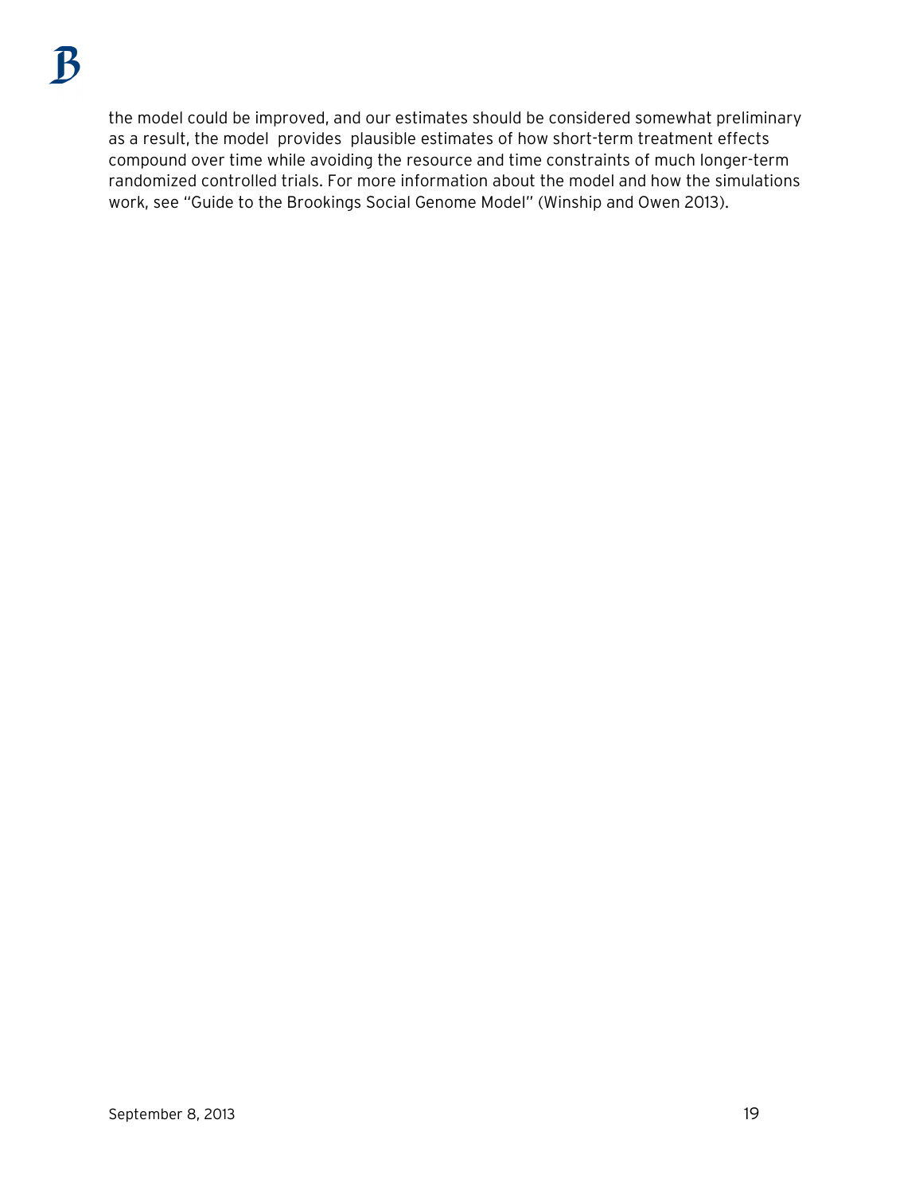the model could be improved, and our estimates should be considered somewhat preliminary as a result, the model provides plausible estimates of how short-term treatment effects compound over time while avoiding the resource and time constraints of much longer-term randomized controlled trials. For more information about the model and how the simulations work, see "Guide to the Brookings Social Genome Model" (Winship and Owen 2013).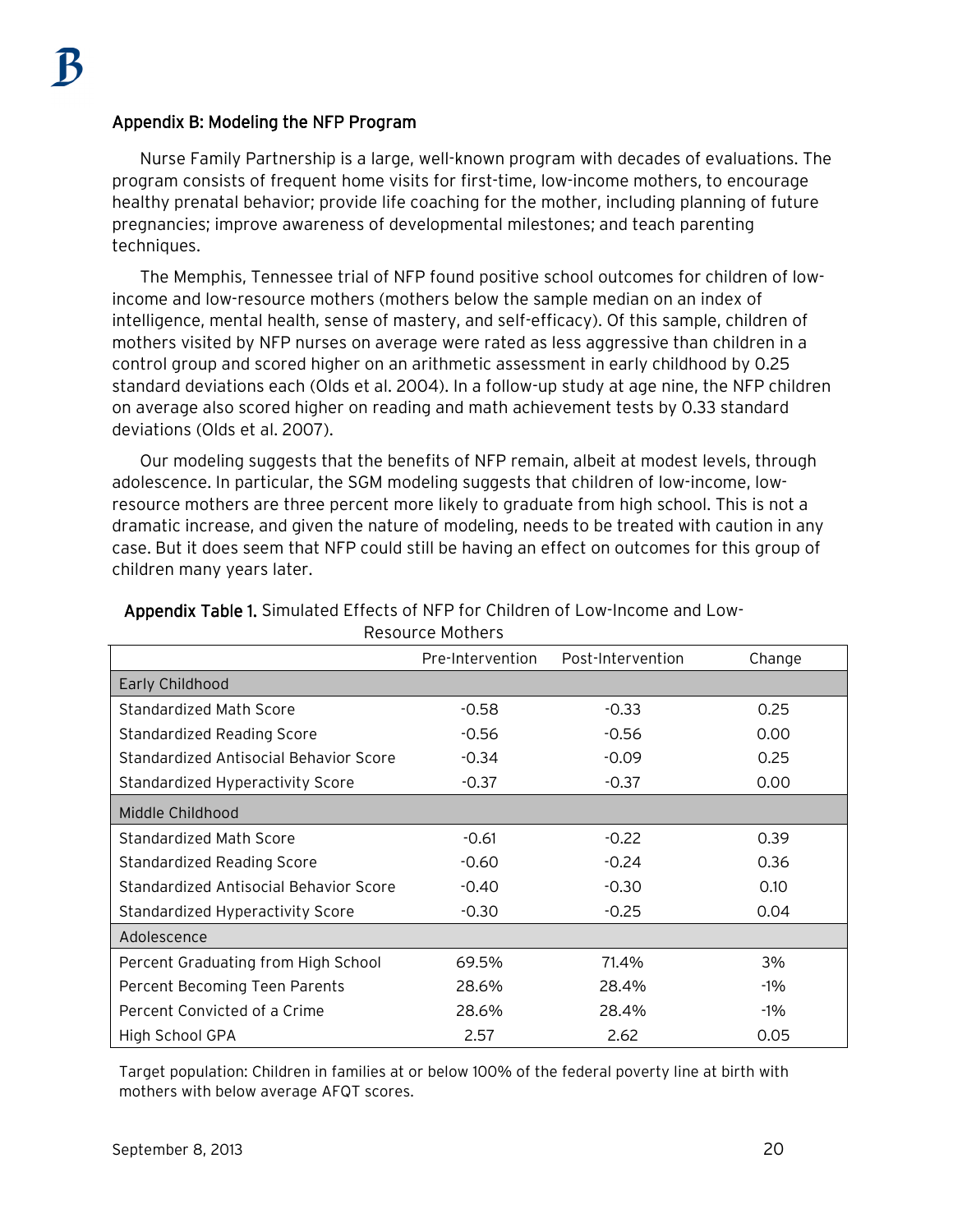## Appendix B: Modeling the NFP Program

Nurse Family Partnership is a large, well-known program with decades of evaluations. The program consists of frequent home visits for first-time, low-income mothers, to encourage healthy prenatal behavior; provide life coaching for the mother, including planning of future pregnancies; improve awareness of developmental milestones; and teach parenting techniques.

The Memphis, Tennessee trial of NFP found positive school outcomes for children of low-income and low-resource mothers (mothers below the sample median on an index of intelligence, mental health, sense of mastery, and self-efficacy). Of this sample, children of mothers visited by NFP nurses on average were rated as less aggressive than children in a control group and scored higher on an arithmetic assessment in early childhood by 0.25 standard deviations each (Olds et al. 2004). In a follow-up study at age nine, the NFP children on average also scored higher on reading and math achievement tests by 0.33 standard deviations (Olds et al. 2007).

Our modeling suggests that the benefits of NFP remain, albeit at modest levels, through adolescence. In particular, the SGM modeling suggests that children of low-income, low-resource mothers are three percent more likely to graduate from high school. This is not a dramatic increase, and given the nature of modeling, needs to be treated with caution in any case. But it does seem that NFP could still be having an effect on outcomes for this group of children many years later.

**Appendix Table 1.** Simulated Effects of NFP for Children of Low-Income and Low-Resource Mothers

| | Pre-Intervention | Post-Intervention | Change |
|---|---|---|---|
| Early Childhood | | | |
| Standardized Math Score | -0.58 | -0.33 | 0.25 |
| Standardized Reading Score | -0.56 | -0.56 | 0.00 |
| Standardized Antisocial Behavior Score | -0.34 | -0.09 | 0.25 |
| Standardized Hyperactivity Score | -0.37 | -0.37 | 0.00 |
| Middle Childhood | | | |
| Standardized Math Score | -0.61 | -0.22 | 0.39 |
| Standardized Reading Score | -0.60 | -0.24 | 0.36 |
| Standardized Antisocial Behavior Score | -0.40 | -0.30 | 0.10 |
| Standardized Hyperactivity Score | -0.30 | -0.25 | 0.04 |
| Adolescence | | | |
| Percent Graduating from High School | 69.5% | 71.4% | 3% |
| Percent Becoming Teen Parents | 28.6% | 28.4% | -1% |
| Percent Convicted of a Crime | 28.6% | 28.4% | -1% |
| High School GPA | 2.57 | 2.62 | 0.05 |

Target population: Children in families at or below 100% of the federal poverty line at birth with mothers with below average AFQT scores.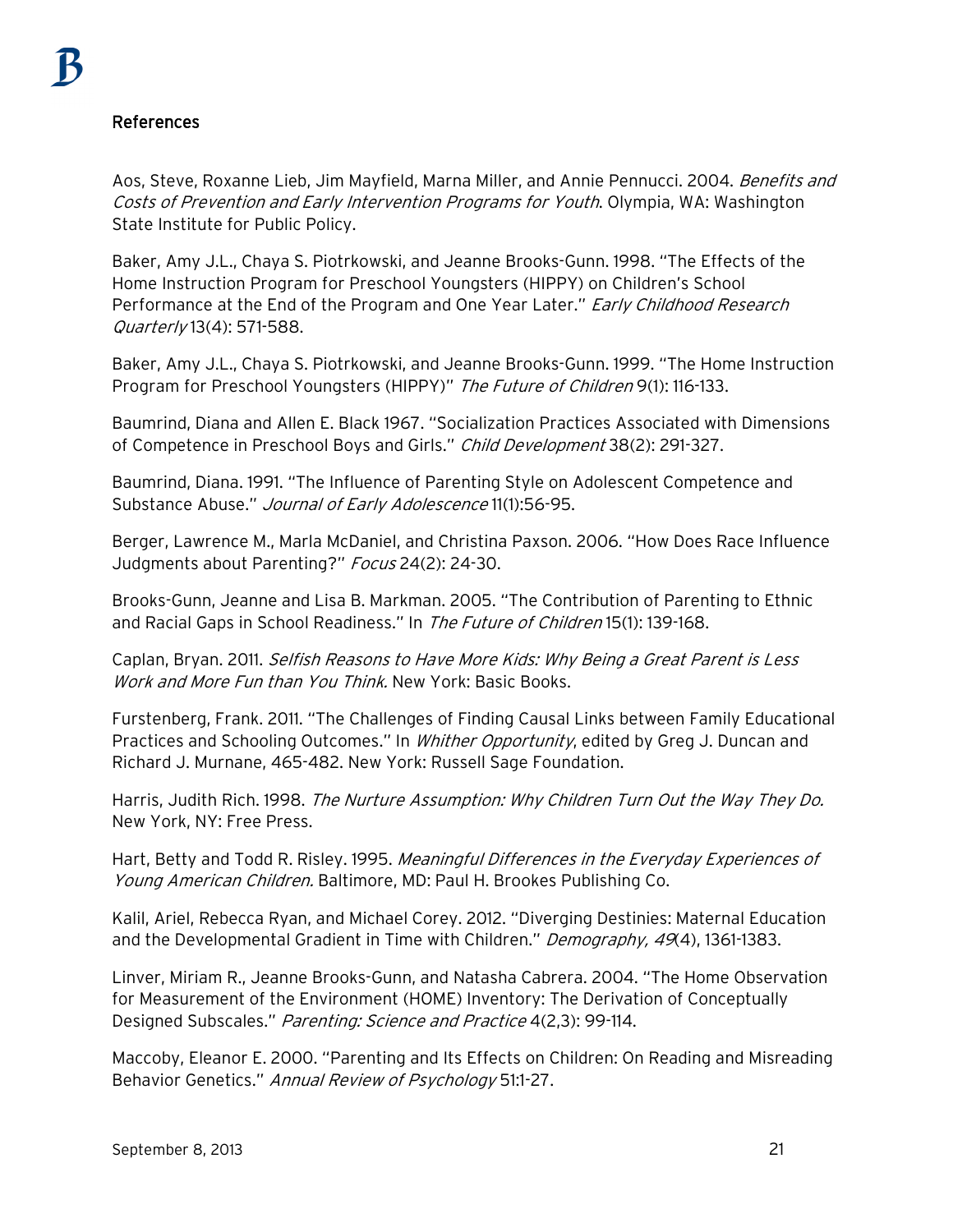## References

Aos, Steve, Roxanne Lieb, Jim Mayfield, Marna Miller, and Annie Pennucci. 2004. *Benefits and Costs of Prevention and Early Intervention Programs for Youth*. Olympia, WA: Washington State Institute for Public Policy.

Baker, Amy J.L., Chaya S. Piotrkowski, and Jeanne Brooks-Gunn. 1998. "The Effects of the Home Instruction Program for Preschool Youngsters (HIPPY) on Children's School Performance at the End of the Program and One Year Later." *Early Childhood Research Quarterly* 13(4): 571-588.

Baker, Amy J.L., Chaya S. Piotrkowski, and Jeanne Brooks-Gunn. 1999. "The Home Instruction Program for Preschool Youngsters (HIPPY)" *The Future of Children* 9(1): 116-133.

Baumrind, Diana and Allen E. Black 1967. "Socialization Practices Associated with Dimensions of Competence in Preschool Boys and Girls." *Child Development* 38(2): 291-327.

Baumrind, Diana. 1991. "The Influence of Parenting Style on Adolescent Competence and Substance Abuse." *Journal of Early Adolescence* 11(1):56-95.

Berger, Lawrence M., Marla McDaniel, and Christina Paxson. 2006. "How Does Race Influence Judgments about Parenting?" *Focus* 24(2): 24-30.

Brooks-Gunn, Jeanne and Lisa B. Markman. 2005. "The Contribution of Parenting to Ethnic and Racial Gaps in School Readiness." In *The Future of Children* 15(1): 139-168.

Caplan, Bryan. 2011. *Selfish Reasons to Have More Kids: Why Being a Great Parent is Less Work and More Fun than You Think.* New York: Basic Books.

Furstenberg, Frank. 2011. "The Challenges of Finding Causal Links between Family Educational Practices and Schooling Outcomes." In *Whither Opportunity*, edited by Greg J. Duncan and Richard J. Murnane, 465-482. New York: Russell Sage Foundation.

Harris, Judith Rich. 1998. *The Nurture Assumption: Why Children Turn Out the Way They Do.* New York, NY: Free Press.

Hart, Betty and Todd R. Risley. 1995. *Meaningful Differences in the Everyday Experiences of Young American Children.* Baltimore, MD: Paul H. Brookes Publishing Co.

Kalil, Ariel, Rebecca Ryan, and Michael Corey. 2012. "Diverging Destinies: Maternal Education and the Developmental Gradient in Time with Children." *Demography, 49*(4), 1361-1383.

Linver, Miriam R., Jeanne Brooks-Gunn, and Natasha Cabrera. 2004. "The Home Observation for Measurement of the Environment (HOME) Inventory: The Derivation of Conceptually Designed Subscales." *Parenting: Science and Practice* 4(2,3): 99-114.

Maccoby, Eleanor E. 2000. "Parenting and Its Effects on Children: On Reading and Misreading Behavior Genetics." *Annual Review of Psychology* 51:1-27.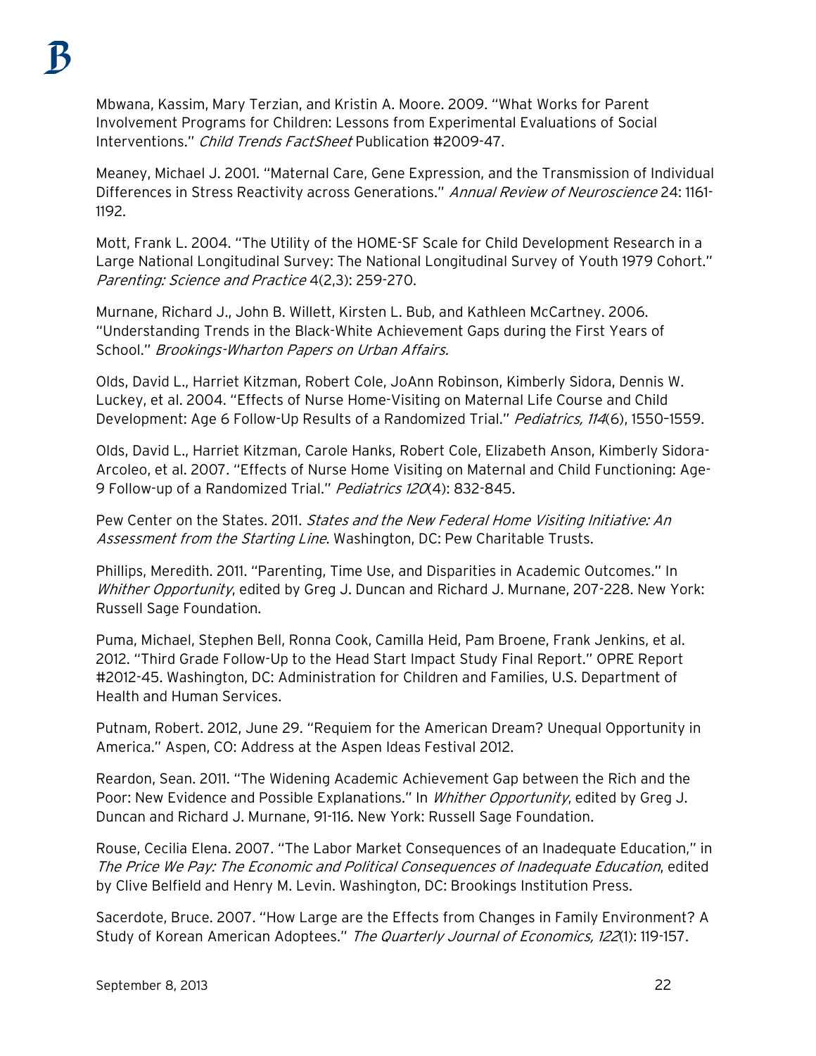Mbwana, Kassim, Mary Terzian, and Kristin A. Moore. 2009. "What Works for Parent Involvement Programs for Children: Lessons from Experimental Evaluations of Social Interventions." *Child Trends FactSheet* Publication #2009-47.

Meaney, Michael J. 2001. "Maternal Care, Gene Expression, and the Transmission of Individual Differences in Stress Reactivity across Generations." *Annual Review of Neuroscience* 24: 1161-1192.

Mott, Frank L. 2004. "The Utility of the HOME-SF Scale for Child Development Research in a Large National Longitudinal Survey: The National Longitudinal Survey of Youth 1979 Cohort." *Parenting: Science and Practice* 4(2,3): 259-270.

Murnane, Richard J., John B. Willett, Kirsten L. Bub, and Kathleen McCartney. 2006. "Understanding Trends in the Black-White Achievement Gaps during the First Years of School." *Brookings-Wharton Papers on Urban Affairs.*

Olds, David L., Harriet Kitzman, Robert Cole, JoAnn Robinson, Kimberly Sidora, Dennis W. Luckey, et al. 2004. "Effects of Nurse Home-Visiting on Maternal Life Course and Child Development: Age 6 Follow-Up Results of a Randomized Trial." *Pediatrics, 114*(6), 1550–1559.

Olds, David L., Harriet Kitzman, Carole Hanks, Robert Cole, Elizabeth Anson, Kimberly Sidora-Arcoleo, et al. 2007. "Effects of Nurse Home Visiting on Maternal and Child Functioning: Age-9 Follow-up of a Randomized Trial." *Pediatrics 120*(4): 832-845.

Pew Center on the States. 2011. *States and the New Federal Home Visiting Initiative: An Assessment from the Starting Line*. Washington, DC: Pew Charitable Trusts.

Phillips, Meredith. 2011. "Parenting, Time Use, and Disparities in Academic Outcomes." In *Whither Opportunity*, edited by Greg J. Duncan and Richard J. Murnane, 207-228. New York: Russell Sage Foundation.

Puma, Michael, Stephen Bell, Ronna Cook, Camilla Heid, Pam Broene, Frank Jenkins, et al. 2012. "Third Grade Follow-Up to the Head Start Impact Study Final Report." OPRE Report #2012-45. Washington, DC: Administration for Children and Families, U.S. Department of Health and Human Services.

Putnam, Robert. 2012, June 29. "Requiem for the American Dream? Unequal Opportunity in America." Aspen, CO: Address at the Aspen Ideas Festival 2012.

Reardon, Sean. 2011. "The Widening Academic Achievement Gap between the Rich and the Poor: New Evidence and Possible Explanations." In *Whither Opportunity*, edited by Greg J. Duncan and Richard J. Murnane, 91-116. New York: Russell Sage Foundation.

Rouse, Cecilia Elena. 2007. "The Labor Market Consequences of an Inadequate Education," in *The Price We Pay: The Economic and Political Consequences of Inadequate Education*, edited by Clive Belfield and Henry M. Levin. Washington, DC: Brookings Institution Press.

Sacerdote, Bruce. 2007. "How Large are the Effects from Changes in Family Environment? A Study of Korean American Adoptees." *The Quarterly Journal of Economics, 122*(1): 119-157.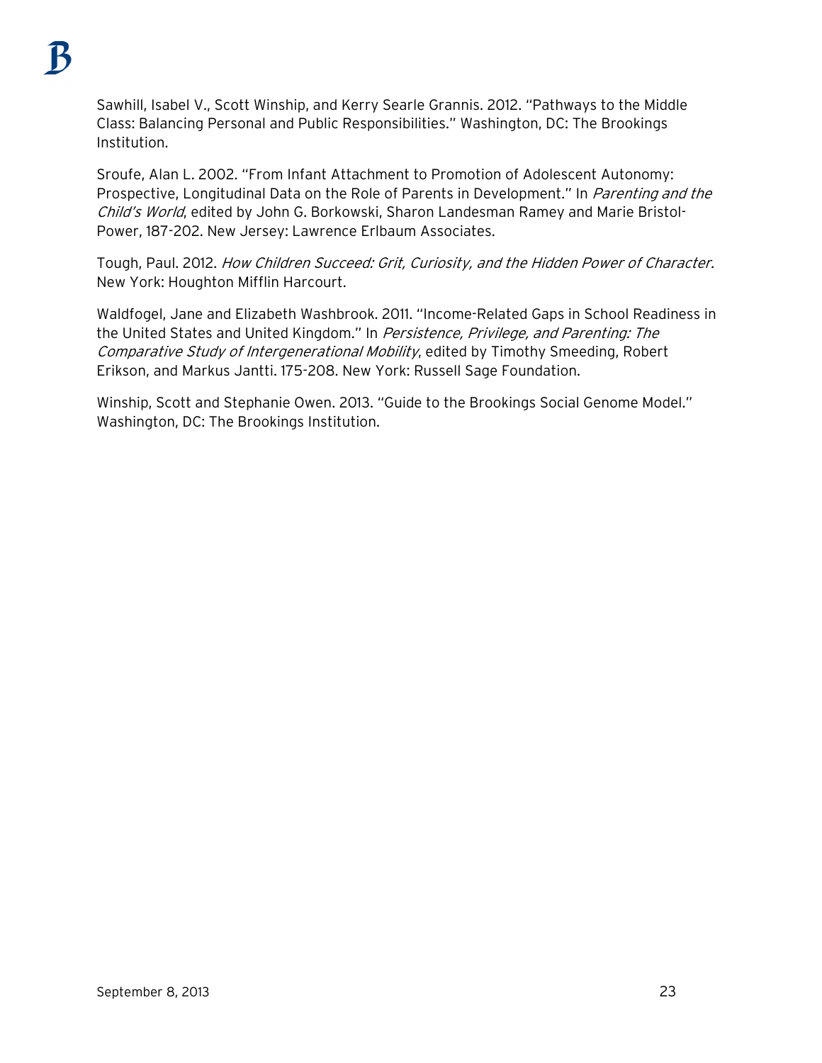Sawhill, Isabel V., Scott Winship, and Kerry Searle Grannis. 2012. "Pathways to the Middle Class: Balancing Personal and Public Responsibilities." Washington, DC: The Brookings Institution.

Sroufe, Alan L. 2002. "From Infant Attachment to Promotion of Adolescent Autonomy: Prospective, Longitudinal Data on the Role of Parents in Development." In *Parenting and the Child's World*, edited by John G. Borkowski, Sharon Landesman Ramey and Marie Bristol-Power, 187-202. New Jersey: Lawrence Erlbaum Associates.

Tough, Paul. 2012. *How Children Succeed: Grit, Curiosity, and the Hidden Power of Character.* New York: Houghton Mifflin Harcourt.

Waldfogel, Jane and Elizabeth Washbrook. 2011. "Income-Related Gaps in School Readiness in the United States and United Kingdom." In *Persistence, Privilege, and Parenting: The Comparative Study of Intergenerational Mobility*, edited by Timothy Smeeding, Robert Erikson, and Markus Jantti. 175-208. New York: Russell Sage Foundation.

Winship, Scott and Stephanie Owen. 2013. "Guide to the Brookings Social Genome Model." Washington, DC: The Brookings Institution.